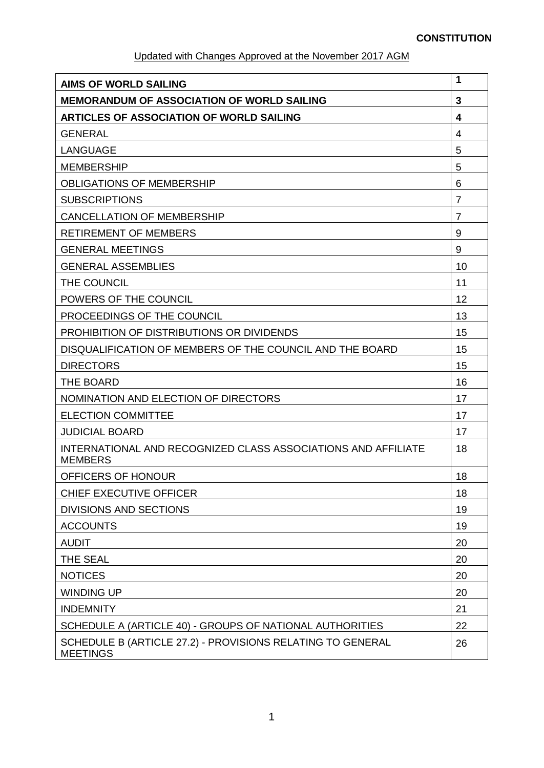**CONSTITUTION**

Updated with Changes Approved at the November 2017 AGM

| | |
|---|---|
| **AIMS OF WORLD SAILING** | **1** |
| **MEMORANDUM OF ASSOCIATION OF WORLD SAILING** | **3** |
| **ARTICLES OF ASSOCIATION OF WORLD SAILING** | **4** |
| GENERAL | 4 |
| LANGUAGE | 5 |
| MEMBERSHIP | 5 |
| OBLIGATIONS OF MEMBERSHIP | 6 |
| SUBSCRIPTIONS | 7 |
| CANCELLATION OF MEMBERSHIP | 7 |
| RETIREMENT OF MEMBERS | 9 |
| GENERAL MEETINGS | 9 |
| GENERAL ASSEMBLIES | 10 |
| THE COUNCIL | 11 |
| POWERS OF THE COUNCIL | 12 |
| PROCEEDINGS OF THE COUNCIL | 13 |
| PROHIBITION OF DISTRIBUTIONS OR DIVIDENDS | 15 |
| DISQUALIFICATION OF MEMBERS OF THE COUNCIL AND THE BOARD | 15 |
| DIRECTORS | 15 |
| THE BOARD | 16 |
| NOMINATION AND ELECTION OF DIRECTORS | 17 |
| ELECTION COMMITTEE | 17 |
| JUDICIAL BOARD | 17 |
| INTERNATIONAL AND RECOGNIZED CLASS ASSOCIATIONS AND AFFILIATE MEMBERS | 18 |
| OFFICERS OF HONOUR | 18 |
| CHIEF EXECUTIVE OFFICER | 18 |
| DIVISIONS AND SECTIONS | 19 |
| ACCOUNTS | 19 |
| AUDIT | 20 |
| THE SEAL | 20 |
| NOTICES | 20 |
| WINDING UP | 20 |
| INDEMNITY | 21 |
| SCHEDULE A (ARTICLE 40) - GROUPS OF NATIONAL AUTHORITIES | 22 |
| SCHEDULE B (ARTICLE 27.2) - PROVISIONS RELATING TO GENERAL MEETINGS | 26 |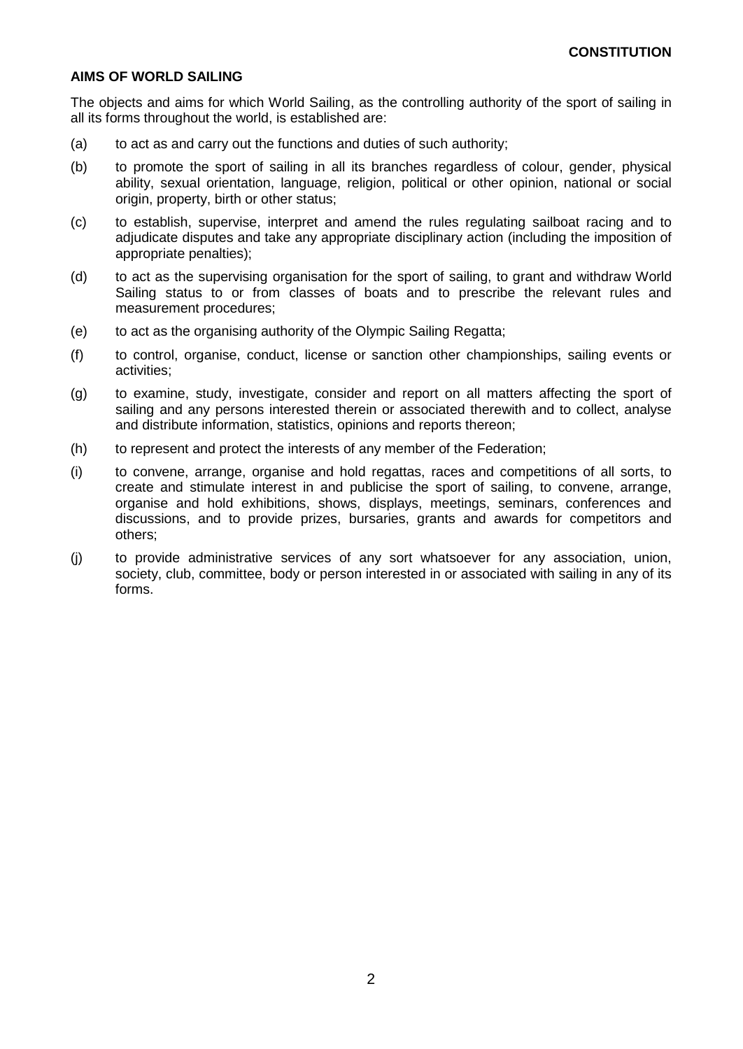## AIMS OF WORLD SAILING

The objects and aims for which World Sailing, as the controlling authority of the sport of sailing in all its forms throughout the world, is established are:

(a) to act as and carry out the functions and duties of such authority;

(b) to promote the sport of sailing in all its branches regardless of colour, gender, physical ability, sexual orientation, language, religion, political or other opinion, national or social origin, property, birth or other status;

(c) to establish, supervise, interpret and amend the rules regulating sailboat racing and to adjudicate disputes and take any appropriate disciplinary action (including the imposition of appropriate penalties);

(d) to act as the supervising organisation for the sport of sailing, to grant and withdraw World Sailing status to or from classes of boats and to prescribe the relevant rules and measurement procedures;

(e) to act as the organising authority of the Olympic Sailing Regatta;

(f) to control, organise, conduct, license or sanction other championships, sailing events or activities;

(g) to examine, study, investigate, consider and report on all matters affecting the sport of sailing and any persons interested therein or associated therewith and to collect, analyse and distribute information, statistics, opinions and reports thereon;

(h) to represent and protect the interests of any member of the Federation;

(i) to convene, arrange, organise and hold regattas, races and competitions of all sorts, to create and stimulate interest in and publicise the sport of sailing, to convene, arrange, organise and hold exhibitions, shows, displays, meetings, seminars, conferences and discussions, and to provide prizes, bursaries, grants and awards for competitors and others;

(j) to provide administrative services of any sort whatsoever for any association, union, society, club, committee, body or person interested in or associated with sailing in any of its forms.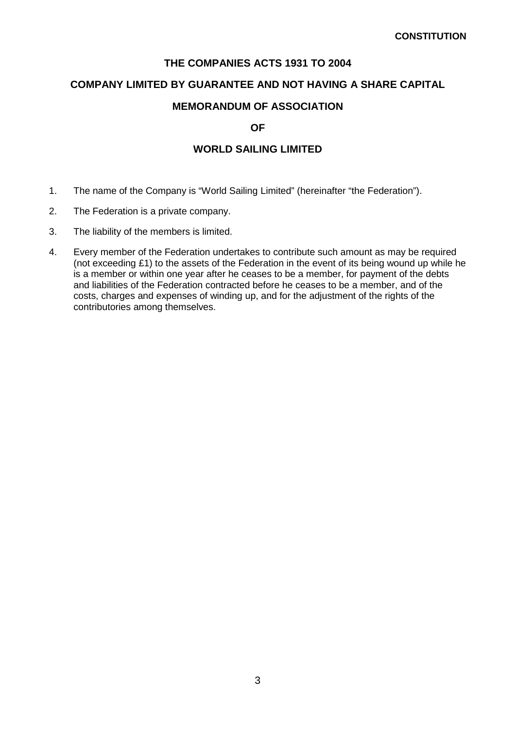**THE COMPANIES ACTS 1931 TO 2004**

**COMPANY LIMITED BY GUARANTEE AND NOT HAVING A SHARE CAPITAL**

**MEMORANDUM OF ASSOCIATION**

**OF**

**WORLD SAILING LIMITED**

1. The name of the Company is "World Sailing Limited" (hereinafter "the Federation").
2. The Federation is a private company.
3. The liability of the members is limited.
4. Every member of the Federation undertakes to contribute such amount as may be required (not exceeding £1) to the assets of the Federation in the event of its being wound up while he is a member or within one year after he ceases to be a member, for payment of the debts and liabilities of the Federation contracted before he ceases to be a member, and of the costs, charges and expenses of winding up, and for the adjustment of the rights of the contributories among themselves.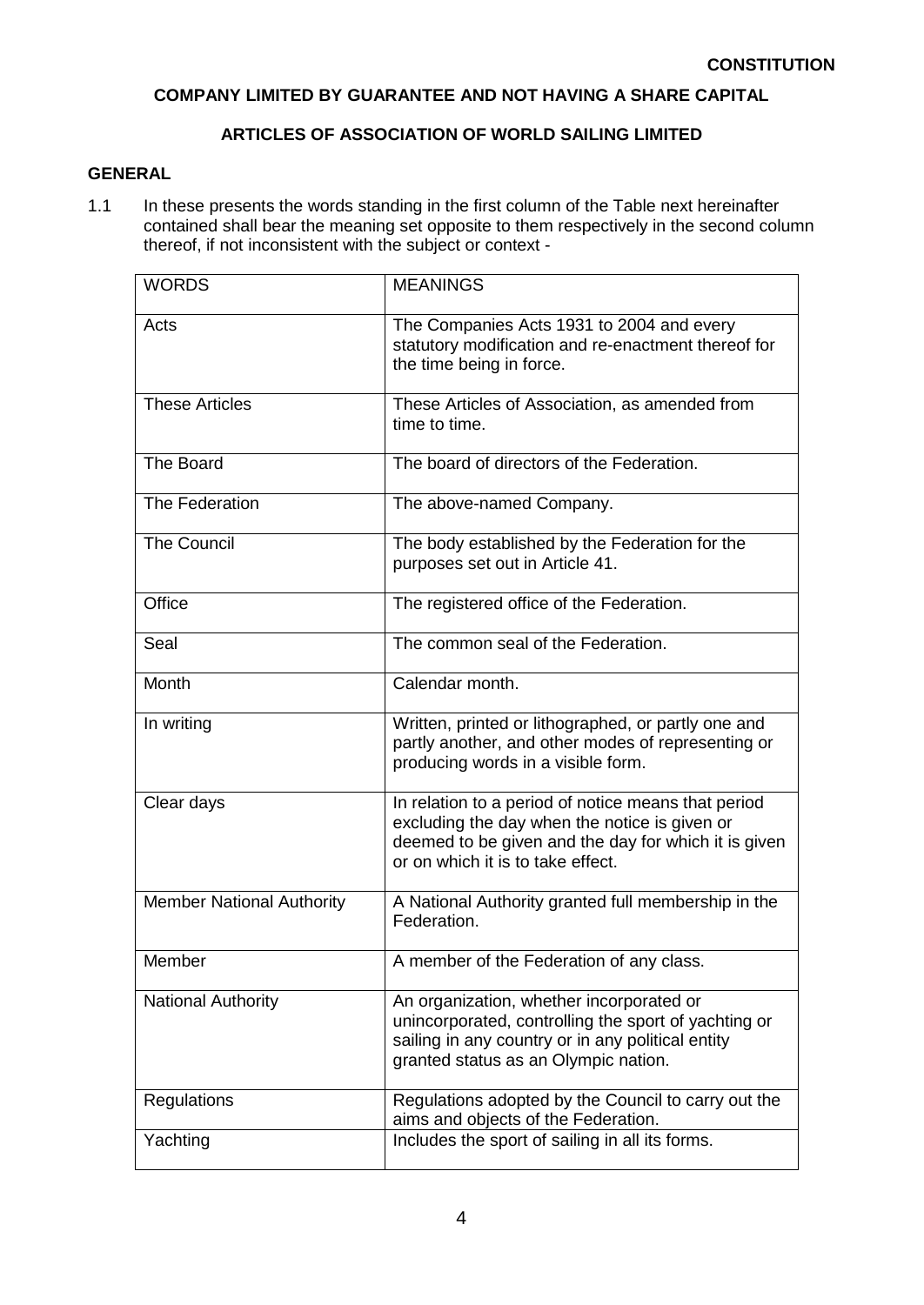**CONSTITUTION**

**COMPANY LIMITED BY GUARANTEE AND NOT HAVING A SHARE CAPITAL**

**ARTICLES OF ASSOCIATION OF WORLD SAILING LIMITED**

**GENERAL**

1.1 In these presents the words standing in the first column of the Table next hereinafter contained shall bear the meaning set opposite to them respectively in the second column thereof, if not inconsistent with the subject or context -

| WORDS | MEANINGS |
|---|---|
| Acts | The Companies Acts 1931 to 2004 and every statutory modification and re-enactment thereof for the time being in force. |
| These Articles | These Articles of Association, as amended from time to time. |
| The Board | The board of directors of the Federation. |
| The Federation | The above-named Company. |
| The Council | The body established by the Federation for the purposes set out in Article 41. |
| Office | The registered office of the Federation. |
| Seal | The common seal of the Federation. |
| Month | Calendar month. |
| In writing | Written, printed or lithographed, or partly one and partly another, and other modes of representing or producing words in a visible form. |
| Clear days | In relation to a period of notice means that period excluding the day when the notice is given or deemed to be given and the day for which it is given or on which it is to take effect. |
| Member National Authority | A National Authority granted full membership in the Federation. |
| Member | A member of the Federation of any class. |
| National Authority | An organization, whether incorporated or unincorporated, controlling the sport of yachting or sailing in any country or in any political entity granted status as an Olympic nation. |
| Regulations | Regulations adopted by the Council to carry out the aims and objects of the Federation. |
| Yachting | Includes the sport of sailing in all its forms. |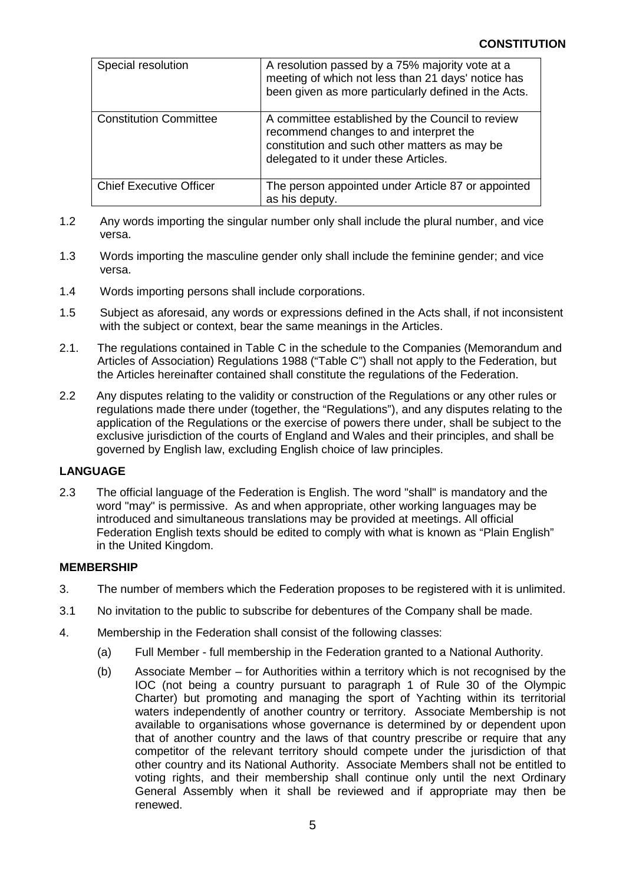| | |
|---|---|
| Special resolution | A resolution passed by a 75% majority vote at a meeting of which not less than 21 days' notice has been given as more particularly defined in the Acts. |
| Constitution Committee | A committee established by the Council to review recommend changes to and interpret the constitution and such other matters as may be delegated to it under these Articles. |
| Chief Executive Officer | The person appointed under Article 87 or appointed as his deputy. |

1.2 Any words importing the singular number only shall include the plural number, and vice versa.

1.3 Words importing the masculine gender only shall include the feminine gender; and vice versa.

1.4 Words importing persons shall include corporations.

1.5 Subject as aforesaid, any words or expressions defined in the Acts shall, if not inconsistent with the subject or context, bear the same meanings in the Articles.

2.1. The regulations contained in Table C in the schedule to the Companies (Memorandum and Articles of Association) Regulations 1988 ("Table C") shall not apply to the Federation, but the Articles hereinafter contained shall constitute the regulations of the Federation.

2.2 Any disputes relating to the validity or construction of the Regulations or any other rules or regulations made there under (together, the "Regulations"), and any disputes relating to the application of the Regulations or the exercise of powers there under, shall be subject to the exclusive jurisdiction of the courts of England and Wales and their principles, and shall be governed by English law, excluding English choice of law principles.

**LANGUAGE**

2.3 The official language of the Federation is English. The word "shall" is mandatory and the word "may" is permissive. As and when appropriate, other working languages may be introduced and simultaneous translations may be provided at meetings. All official Federation English texts should be edited to comply with what is known as "Plain English" in the United Kingdom.

**MEMBERSHIP**

3. The number of members which the Federation proposes to be registered with it is unlimited.

3.1 No invitation to the public to subscribe for debentures of the Company shall be made.

4. Membership in the Federation shall consist of the following classes:

   (a) Full Member - full membership in the Federation granted to a National Authority.

   (b) Associate Member – for Authorities within a territory which is not recognised by the IOC (not being a country pursuant to paragraph 1 of Rule 30 of the Olympic Charter) but promoting and managing the sport of Yachting within its territorial waters independently of another country or territory. Associate Membership is not available to organisations whose governance is determined by or dependent upon that of another country and the laws of that country prescribe or require that any competitor of the relevant territory should compete under the jurisdiction of that other country and its National Authority. Associate Members shall not be entitled to voting rights, and their membership shall continue only until the next Ordinary General Assembly when it shall be reviewed and if appropriate may then be renewed.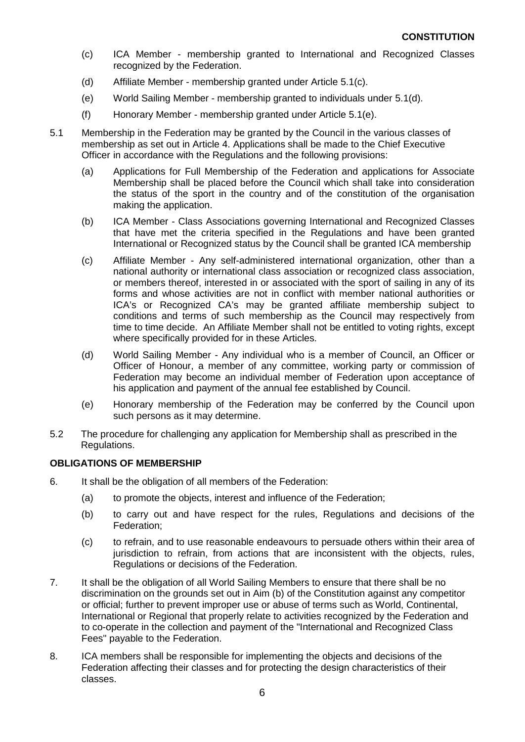(c) ICA Member - membership granted to International and Recognized Classes recognized by the Federation.

(d) Affiliate Member - membership granted under Article 5.1(c).

(e) World Sailing Member - membership granted to individuals under 5.1(d).

(f) Honorary Member - membership granted under Article 5.1(e).

5.1 Membership in the Federation may be granted by the Council in the various classes of membership as set out in Article 4. Applications shall be made to the Chief Executive Officer in accordance with the Regulations and the following provisions:

(a) Applications for Full Membership of the Federation and applications for Associate Membership shall be placed before the Council which shall take into consideration the status of the sport in the country and of the constitution of the organisation making the application.

(b) ICA Member - Class Associations governing International and Recognized Classes that have met the criteria specified in the Regulations and have been granted International or Recognized status by the Council shall be granted ICA membership

(c) Affiliate Member - Any self-administered international organization, other than a national authority or international class association or recognized class association, or members thereof, interested in or associated with the sport of sailing in any of its forms and whose activities are not in conflict with member national authorities or ICA's or Recognized CA's may be granted affiliate membership subject to conditions and terms of such membership as the Council may respectively from time to time decide. An Affiliate Member shall not be entitled to voting rights, except where specifically provided for in these Articles.

(d) World Sailing Member - Any individual who is a member of Council, an Officer or Officer of Honour, a member of any committee, working party or commission of Federation may become an individual member of Federation upon acceptance of his application and payment of the annual fee established by Council.

(e) Honorary membership of the Federation may be conferred by the Council upon such persons as it may determine.

5.2 The procedure for challenging any application for Membership shall as prescribed in the Regulations.

**OBLIGATIONS OF MEMBERSHIP**

6. It shall be the obligation of all members of the Federation:

(a) to promote the objects, interest and influence of the Federation;

(b) to carry out and have respect for the rules, Regulations and decisions of the Federation;

(c) to refrain, and to use reasonable endeavours to persuade others within their area of jurisdiction to refrain, from actions that are inconsistent with the objects, rules, Regulations or decisions of the Federation.

7. It shall be the obligation of all World Sailing Members to ensure that there shall be no discrimination on the grounds set out in Aim (b) of the Constitution against any competitor or official; further to prevent improper use or abuse of terms such as World, Continental, International or Regional that properly relate to activities recognized by the Federation and to co-operate in the collection and payment of the "International and Recognized Class Fees" payable to the Federation.

8. ICA members shall be responsible for implementing the objects and decisions of the Federation affecting their classes and for protecting the design characteristics of their classes.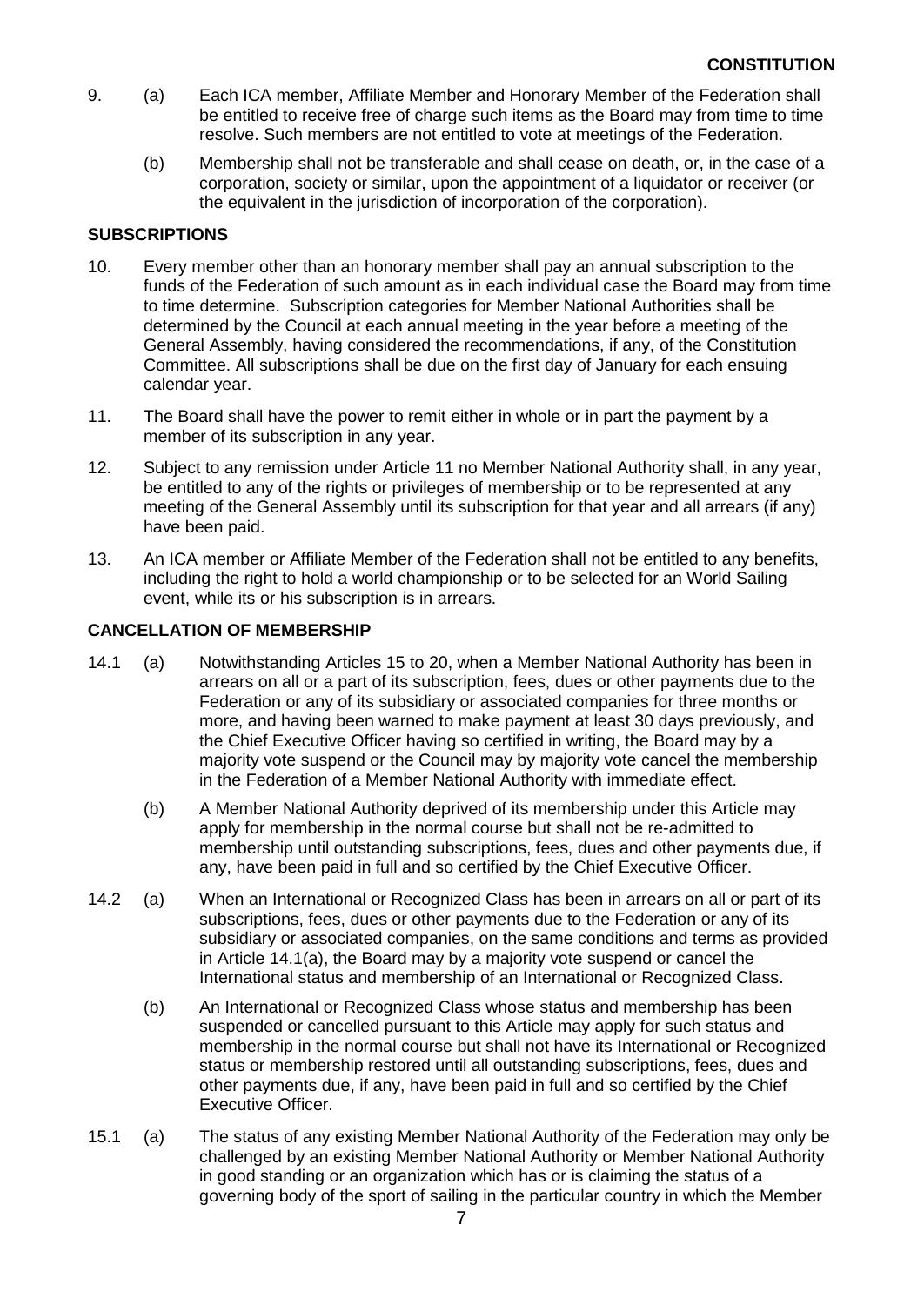9. (a) Each ICA member, Affiliate Member and Honorary Member of the Federation shall be entitled to receive free of charge such items as the Board may from time to time resolve. Such members are not entitled to vote at meetings of the Federation.

   (b) Membership shall not be transferable and shall cease on death, or, in the case of a corporation, society or similar, upon the appointment of a liquidator or receiver (or the equivalent in the jurisdiction of incorporation of the corporation).

## SUBSCRIPTIONS

10. Every member other than an honorary member shall pay an annual subscription to the funds of the Federation of such amount as in each individual case the Board may from time to time determine. Subscription categories for Member National Authorities shall be determined by the Council at each annual meeting in the year before a meeting of the General Assembly, having considered the recommendations, if any, of the Constitution Committee. All subscriptions shall be due on the first day of January for each ensuing calendar year.

11. The Board shall have the power to remit either in whole or in part the payment by a member of its subscription in any year.

12. Subject to any remission under Article 11 no Member National Authority shall, in any year, be entitled to any of the rights or privileges of membership or to be represented at any meeting of the General Assembly until its subscription for that year and all arrears (if any) have been paid.

13. An ICA member or Affiliate Member of the Federation shall not be entitled to any benefits, including the right to hold a world championship or to be selected for an World Sailing event, while its or his subscription is in arrears.

## CANCELLATION OF MEMBERSHIP

14.1 (a) Notwithstanding Articles 15 to 20, when a Member National Authority has been in arrears on all or a part of its subscription, fees, dues or other payments due to the Federation or any of its subsidiary or associated companies for three months or more, and having been warned to make payment at least 30 days previously, and the Chief Executive Officer having so certified in writing, the Board may by a majority vote suspend or the Council may by majority vote cancel the membership in the Federation of a Member National Authority with immediate effect.

   (b) A Member National Authority deprived of its membership under this Article may apply for membership in the normal course but shall not be re-admitted to membership until outstanding subscriptions, fees, dues and other payments due, if any, have been paid in full and so certified by the Chief Executive Officer.

14.2 (a) When an International or Recognized Class has been in arrears on all or part of its subscriptions, fees, dues or other payments due to the Federation or any of its subsidiary or associated companies, on the same conditions and terms as provided in Article 14.1(a), the Board may by a majority vote suspend or cancel the International status and membership of an International or Recognized Class.

   (b) An International or Recognized Class whose status and membership has been suspended or cancelled pursuant to this Article may apply for such status and membership in the normal course but shall not have its International or Recognized status or membership restored until all outstanding subscriptions, fees, dues and other payments due, if any, have been paid in full and so certified by the Chief Executive Officer.

15.1 (a) The status of any existing Member National Authority of the Federation may only be challenged by an existing Member National Authority or Member National Authority in good standing or an organization which has or is claiming the status of a governing body of the sport of sailing in the particular country in which the Member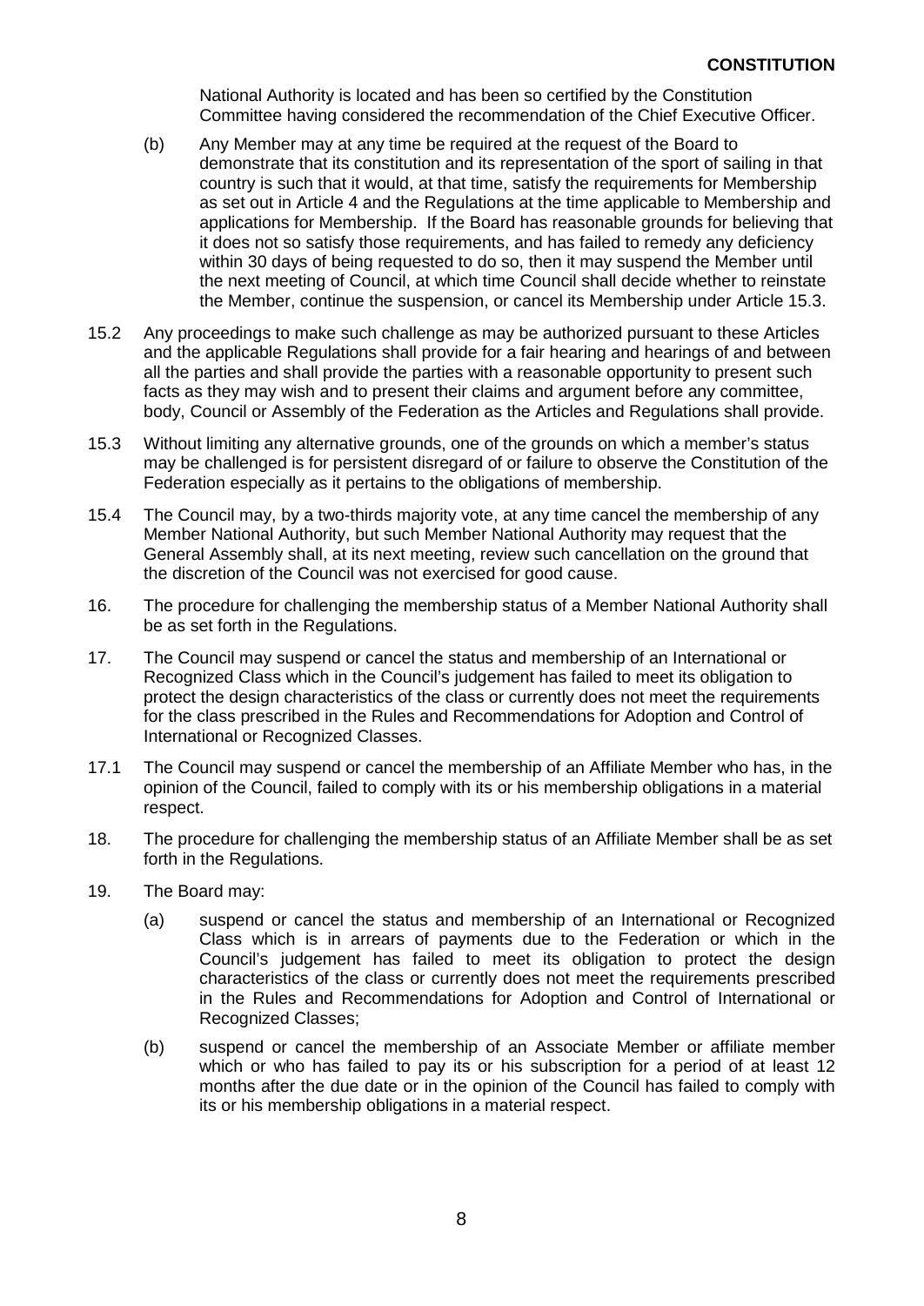National Authority is located and has been so certified by the Constitution Committee having considered the recommendation of the Chief Executive Officer.

(b) Any Member may at any time be required at the request of the Board to demonstrate that its constitution and its representation of the sport of sailing in that country is such that it would, at that time, satisfy the requirements for Membership as set out in Article 4 and the Regulations at the time applicable to Membership and applications for Membership. If the Board has reasonable grounds for believing that it does not so satisfy those requirements, and has failed to remedy any deficiency within 30 days of being requested to do so, then it may suspend the Member until the next meeting of Council, at which time Council shall decide whether to reinstate the Member, continue the suspension, or cancel its Membership under Article 15.3.

15.2 Any proceedings to make such challenge as may be authorized pursuant to these Articles and the applicable Regulations shall provide for a fair hearing and hearings of and between all the parties and shall provide the parties with a reasonable opportunity to present such facts as they may wish and to present their claims and argument before any committee, body, Council or Assembly of the Federation as the Articles and Regulations shall provide.

15.3 Without limiting any alternative grounds, one of the grounds on which a member's status may be challenged is for persistent disregard of or failure to observe the Constitution of the Federation especially as it pertains to the obligations of membership.

15.4 The Council may, by a two-thirds majority vote, at any time cancel the membership of any Member National Authority, but such Member National Authority may request that the General Assembly shall, at its next meeting, review such cancellation on the ground that the discretion of the Council was not exercised for good cause.

16. The procedure for challenging the membership status of a Member National Authority shall be as set forth in the Regulations.

17. The Council may suspend or cancel the status and membership of an International or Recognized Class which in the Council's judgement has failed to meet its obligation to protect the design characteristics of the class or currently does not meet the requirements for the class prescribed in the Rules and Recommendations for Adoption and Control of International or Recognized Classes.

17.1 The Council may suspend or cancel the membership of an Affiliate Member who has, in the opinion of the Council, failed to comply with its or his membership obligations in a material respect.

18. The procedure for challenging the membership status of an Affiliate Member shall be as set forth in the Regulations.

19. The Board may:

(a) suspend or cancel the status and membership of an International or Recognized Class which is in arrears of payments due to the Federation or which in the Council's judgement has failed to meet its obligation to protect the design characteristics of the class or currently does not meet the requirements prescribed in the Rules and Recommendations for Adoption and Control of International or Recognized Classes;

(b) suspend or cancel the membership of an Associate Member or affiliate member which or who has failed to pay its or his subscription for a period of at least 12 months after the due date or in the opinion of the Council has failed to comply with its or his membership obligations in a material respect.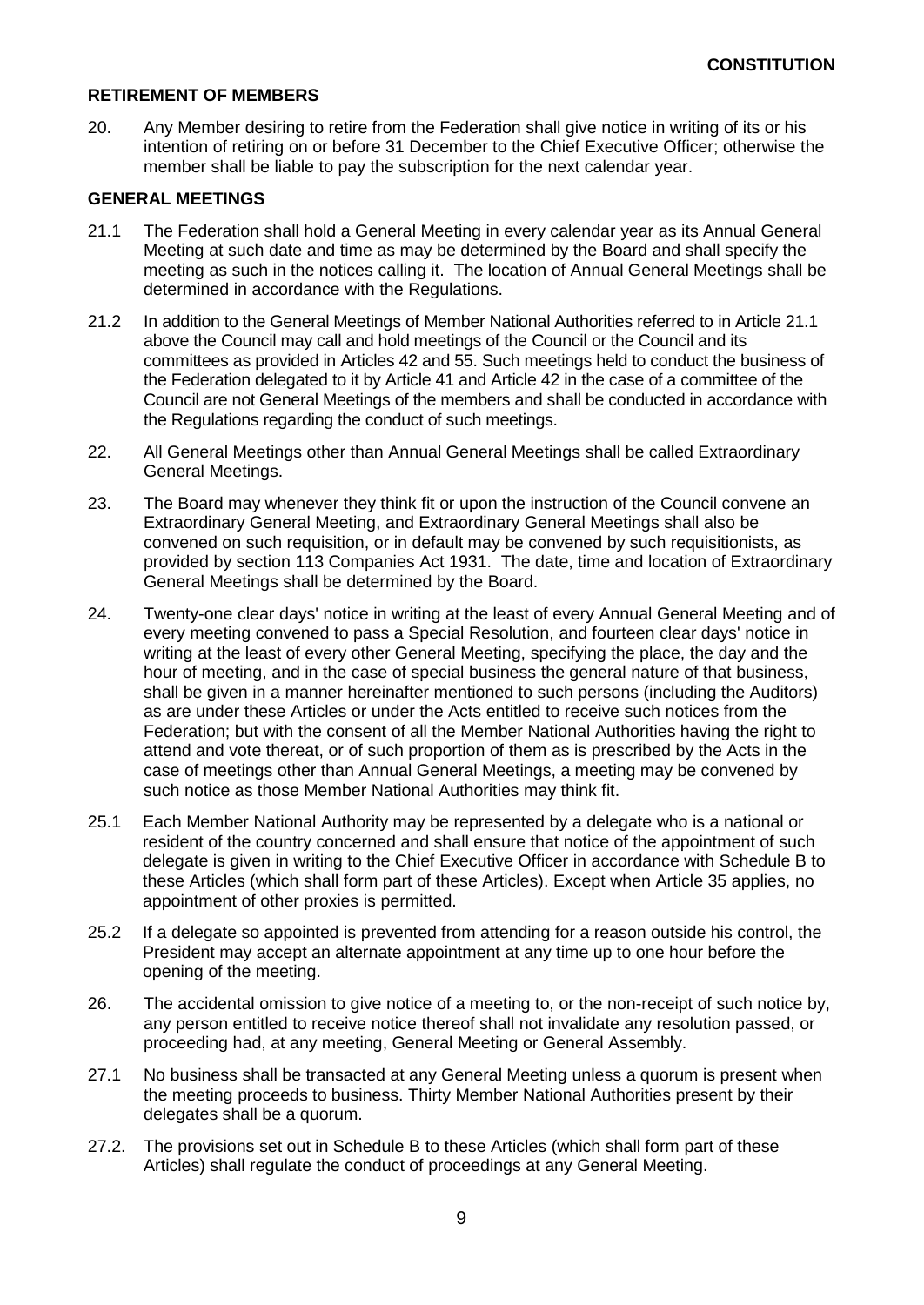## RETIREMENT OF MEMBERS

20. Any Member desiring to retire from the Federation shall give notice in writing of its or his intention of retiring on or before 31 December to the Chief Executive Officer; otherwise the member shall be liable to pay the subscription for the next calendar year.

## GENERAL MEETINGS

21.1 The Federation shall hold a General Meeting in every calendar year as its Annual General Meeting at such date and time as may be determined by the Board and shall specify the meeting as such in the notices calling it. The location of Annual General Meetings shall be determined in accordance with the Regulations.

21.2 In addition to the General Meetings of Member National Authorities referred to in Article 21.1 above the Council may call and hold meetings of the Council or the Council and its committees as provided in Articles 42 and 55. Such meetings held to conduct the business of the Federation delegated to it by Article 41 and Article 42 in the case of a committee of the Council are not General Meetings of the members and shall be conducted in accordance with the Regulations regarding the conduct of such meetings.

22. All General Meetings other than Annual General Meetings shall be called Extraordinary General Meetings.

23. The Board may whenever they think fit or upon the instruction of the Council convene an Extraordinary General Meeting, and Extraordinary General Meetings shall also be convened on such requisition, or in default may be convened by such requisitionists, as provided by section 113 Companies Act 1931. The date, time and location of Extraordinary General Meetings shall be determined by the Board.

24. Twenty-one clear days' notice in writing at the least of every Annual General Meeting and of every meeting convened to pass a Special Resolution, and fourteen clear days' notice in writing at the least of every other General Meeting, specifying the place, the day and the hour of meeting, and in the case of special business the general nature of that business, shall be given in a manner hereinafter mentioned to such persons (including the Auditors) as are under these Articles or under the Acts entitled to receive such notices from the Federation; but with the consent of all the Member National Authorities having the right to attend and vote thereat, or of such proportion of them as is prescribed by the Acts in the case of meetings other than Annual General Meetings, a meeting may be convened by such notice as those Member National Authorities may think fit.

25.1 Each Member National Authority may be represented by a delegate who is a national or resident of the country concerned and shall ensure that notice of the appointment of such delegate is given in writing to the Chief Executive Officer in accordance with Schedule B to these Articles (which shall form part of these Articles). Except when Article 35 applies, no appointment of other proxies is permitted.

25.2 If a delegate so appointed is prevented from attending for a reason outside his control, the President may accept an alternate appointment at any time up to one hour before the opening of the meeting.

26. The accidental omission to give notice of a meeting to, or the non-receipt of such notice by, any person entitled to receive notice thereof shall not invalidate any resolution passed, or proceeding had, at any meeting, General Meeting or General Assembly.

27.1 No business shall be transacted at any General Meeting unless a quorum is present when the meeting proceeds to business. Thirty Member National Authorities present by their delegates shall be a quorum.

27.2. The provisions set out in Schedule B to these Articles (which shall form part of these Articles) shall regulate the conduct of proceedings at any General Meeting.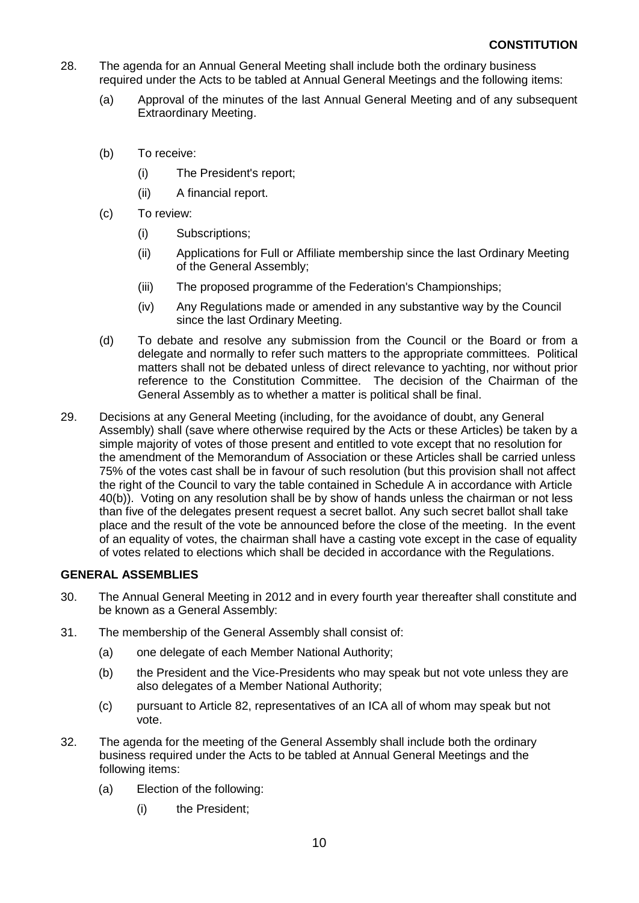28. The agenda for an Annual General Meeting shall include both the ordinary business required under the Acts to be tabled at Annual General Meetings and the following items:

   (a) Approval of the minutes of the last Annual General Meeting and of any subsequent Extraordinary Meeting.

   (b) To receive:

      (i) The President's report;

      (ii) A financial report.

   (c) To review:

      (i) Subscriptions;

      (ii) Applications for Full or Affiliate membership since the last Ordinary Meeting of the General Assembly;

      (iii) The proposed programme of the Federation's Championships;

      (iv) Any Regulations made or amended in any substantive way by the Council since the last Ordinary Meeting.

   (d) To debate and resolve any submission from the Council or the Board or from a delegate and normally to refer such matters to the appropriate committees. Political matters shall not be debated unless of direct relevance to yachting, nor without prior reference to the Constitution Committee. The decision of the Chairman of the General Assembly as to whether a matter is political shall be final.

29. Decisions at any General Meeting (including, for the avoidance of doubt, any General Assembly) shall (save where otherwise required by the Acts or these Articles) be taken by a simple majority of votes of those present and entitled to vote except that no resolution for the amendment of the Memorandum of Association or these Articles shall be carried unless 75% of the votes cast shall be in favour of such resolution (but this provision shall not affect the right of the Council to vary the table contained in Schedule A in accordance with Article 40(b)). Voting on any resolution shall be by show of hands unless the chairman or not less than five of the delegates present request a secret ballot. Any such secret ballot shall take place and the result of the vote be announced before the close of the meeting. In the event of an equality of votes, the chairman shall have a casting vote except in the case of equality of votes related to elections which shall be decided in accordance with the Regulations.

## GENERAL ASSEMBLIES

30. The Annual General Meeting in 2012 and in every fourth year thereafter shall constitute and be known as a General Assembly:

31. The membership of the General Assembly shall consist of:

   (a) one delegate of each Member National Authority;

   (b) the President and the Vice-Presidents who may speak but not vote unless they are also delegates of a Member National Authority;

   (c) pursuant to Article 82, representatives of an ICA all of whom may speak but not vote.

32. The agenda for the meeting of the General Assembly shall include both the ordinary business required under the Acts to be tabled at Annual General Meetings and the following items:

   (a) Election of the following:

      (i) the President;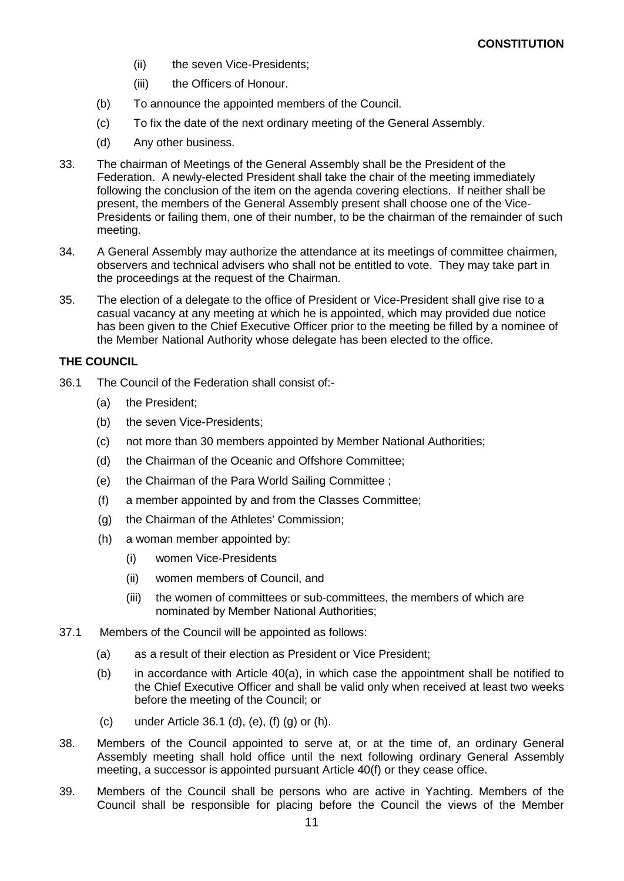(ii) the seven Vice-Presidents;

(iii) the Officers of Honour.

(b) To announce the appointed members of the Council.

(c) To fix the date of the next ordinary meeting of the General Assembly.

(d) Any other business.

33. The chairman of Meetings of the General Assembly shall be the President of the Federation. A newly-elected President shall take the chair of the meeting immediately following the conclusion of the item on the agenda covering elections. If neither shall be present, the members of the General Assembly present shall choose one of the Vice-Presidents or failing them, one of their number, to be the chairman of the remainder of such meeting.

34. A General Assembly may authorize the attendance at its meetings of committee chairmen, observers and technical advisers who shall not be entitled to vote. They may take part in the proceedings at the request of the Chairman.

35. The election of a delegate to the office of President or Vice-President shall give rise to a casual vacancy at any meeting at which he is appointed, which may provided due notice has been given to the Chief Executive Officer prior to the meeting be filled by a nominee of the Member National Authority whose delegate has been elected to the office.

**THE COUNCIL**

36.1 The Council of the Federation shall consist of:-

(a) the President;

(b) the seven Vice-Presidents;

(c) not more than 30 members appointed by Member National Authorities;

(d) the Chairman of the Oceanic and Offshore Committee;

(e) the Chairman of the Para World Sailing Committee ;

(f) a member appointed by and from the Classes Committee;

(g) the Chairman of the Athletes' Commission;

(h) a woman member appointed by:

(i) women Vice-Presidents

(ii) women members of Council, and

(iii) the women of committees or sub-committees, the members of which are nominated by Member National Authorities;

37.1 Members of the Council will be appointed as follows:

(a) as a result of their election as President or Vice President;

(b) in accordance with Article 40(a), in which case the appointment shall be notified to the Chief Executive Officer and shall be valid only when received at least two weeks before the meeting of the Council; or

(c) under Article 36.1 (d), (e), (f) (g) or (h).

38. Members of the Council appointed to serve at, or at the time of, an ordinary General Assembly meeting shall hold office until the next following ordinary General Assembly meeting, a successor is appointed pursuant Article 40(f) or they cease office.

39. Members of the Council shall be persons who are active in Yachting. Members of the Council shall be responsible for placing before the Council the views of the Member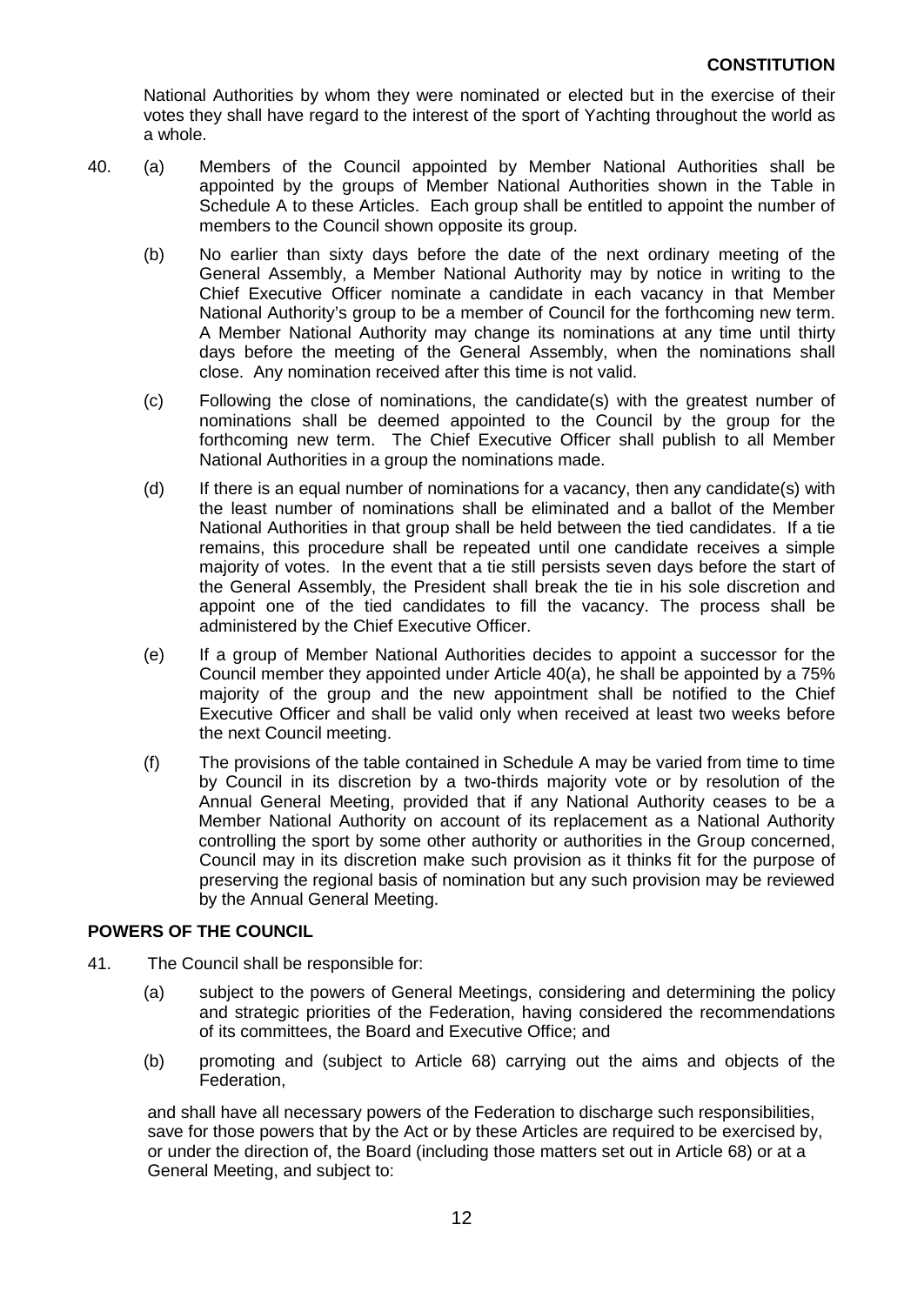National Authorities by whom they were nominated or elected but in the exercise of their votes they shall have regard to the interest of the sport of Yachting throughout the world as a whole.

40. (a) Members of the Council appointed by Member National Authorities shall be appointed by the groups of Member National Authorities shown in the Table in Schedule A to these Articles. Each group shall be entitled to appoint the number of members to the Council shown opposite its group.

(b) No earlier than sixty days before the date of the next ordinary meeting of the General Assembly, a Member National Authority may by notice in writing to the Chief Executive Officer nominate a candidate in each vacancy in that Member National Authority's group to be a member of Council for the forthcoming new term. A Member National Authority may change its nominations at any time until thirty days before the meeting of the General Assembly, when the nominations shall close. Any nomination received after this time is not valid.

(c) Following the close of nominations, the candidate(s) with the greatest number of nominations shall be deemed appointed to the Council by the group for the forthcoming new term. The Chief Executive Officer shall publish to all Member National Authorities in a group the nominations made.

(d) If there is an equal number of nominations for a vacancy, then any candidate(s) with the least number of nominations shall be eliminated and a ballot of the Member National Authorities in that group shall be held between the tied candidates. If a tie remains, this procedure shall be repeated until one candidate receives a simple majority of votes. In the event that a tie still persists seven days before the start of the General Assembly, the President shall break the tie in his sole discretion and appoint one of the tied candidates to fill the vacancy. The process shall be administered by the Chief Executive Officer.

(e) If a group of Member National Authorities decides to appoint a successor for the Council member they appointed under Article 40(a), he shall be appointed by a 75% majority of the group and the new appointment shall be notified to the Chief Executive Officer and shall be valid only when received at least two weeks before the next Council meeting.

(f) The provisions of the table contained in Schedule A may be varied from time to time by Council in its discretion by a two-thirds majority vote or by resolution of the Annual General Meeting, provided that if any National Authority ceases to be a Member National Authority on account of its replacement as a National Authority controlling the sport by some other authority or authorities in the Group concerned, Council may in its discretion make such provision as it thinks fit for the purpose of preserving the regional basis of nomination but any such provision may be reviewed by the Annual General Meeting.

## POWERS OF THE COUNCIL

41. The Council shall be responsible for:

(a) subject to the powers of General Meetings, considering and determining the policy and strategic priorities of the Federation, having considered the recommendations of its committees, the Board and Executive Office; and

(b) promoting and (subject to Article 68) carrying out the aims and objects of the Federation,

and shall have all necessary powers of the Federation to discharge such responsibilities, save for those powers that by the Act or by these Articles are required to be exercised by, or under the direction of, the Board (including those matters set out in Article 68) or at a General Meeting, and subject to: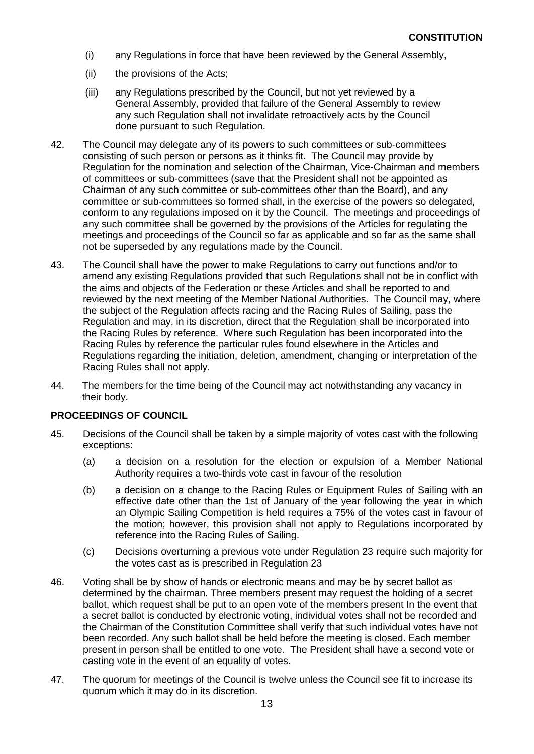(i) any Regulations in force that have been reviewed by the General Assembly,

(ii) the provisions of the Acts;

(iii) any Regulations prescribed by the Council, but not yet reviewed by a General Assembly, provided that failure of the General Assembly to review any such Regulation shall not invalidate retroactively acts by the Council done pursuant to such Regulation.

42. The Council may delegate any of its powers to such committees or sub-committees consisting of such person or persons as it thinks fit. The Council may provide by Regulation for the nomination and selection of the Chairman, Vice-Chairman and members of committees or sub-committees (save that the President shall not be appointed as Chairman of any such committee or sub-committees other than the Board), and any committee or sub-committees so formed shall, in the exercise of the powers so delegated, conform to any regulations imposed on it by the Council. The meetings and proceedings of any such committee shall be governed by the provisions of the Articles for regulating the meetings and proceedings of the Council so far as applicable and so far as the same shall not be superseded by any regulations made by the Council.

43. The Council shall have the power to make Regulations to carry out functions and/or to amend any existing Regulations provided that such Regulations shall not be in conflict with the aims and objects of the Federation or these Articles and shall be reported to and reviewed by the next meeting of the Member National Authorities. The Council may, where the subject of the Regulation affects racing and the Racing Rules of Sailing, pass the Regulation and may, in its discretion, direct that the Regulation shall be incorporated into the Racing Rules by reference. Where such Regulation has been incorporated into the Racing Rules by reference the particular rules found elsewhere in the Articles and Regulations regarding the initiation, deletion, amendment, changing or interpretation of the Racing Rules shall not apply.

44. The members for the time being of the Council may act notwithstanding any vacancy in their body.

**PROCEEDINGS OF COUNCIL**

45. Decisions of the Council shall be taken by a simple majority of votes cast with the following exceptions:

(a) a decision on a resolution for the election or expulsion of a Member National Authority requires a two-thirds vote cast in favour of the resolution

(b) a decision on a change to the Racing Rules or Equipment Rules of Sailing with an effective date other than the 1st of January of the year following the year in which an Olympic Sailing Competition is held requires a 75% of the votes cast in favour of the motion; however, this provision shall not apply to Regulations incorporated by reference into the Racing Rules of Sailing.

(c) Decisions overturning a previous vote under Regulation 23 require such majority for the votes cast as is prescribed in Regulation 23

46. Voting shall be by show of hands or electronic means and may be by secret ballot as determined by the chairman. Three members present may request the holding of a secret ballot, which request shall be put to an open vote of the members present In the event that a secret ballot is conducted by electronic voting, individual votes shall not be recorded and the Chairman of the Constitution Committee shall verify that such individual votes have not been recorded. Any such ballot shall be held before the meeting is closed. Each member present in person shall be entitled to one vote. The President shall have a second vote or casting vote in the event of an equality of votes.

47. The quorum for meetings of the Council is twelve unless the Council see fit to increase its quorum which it may do in its discretion.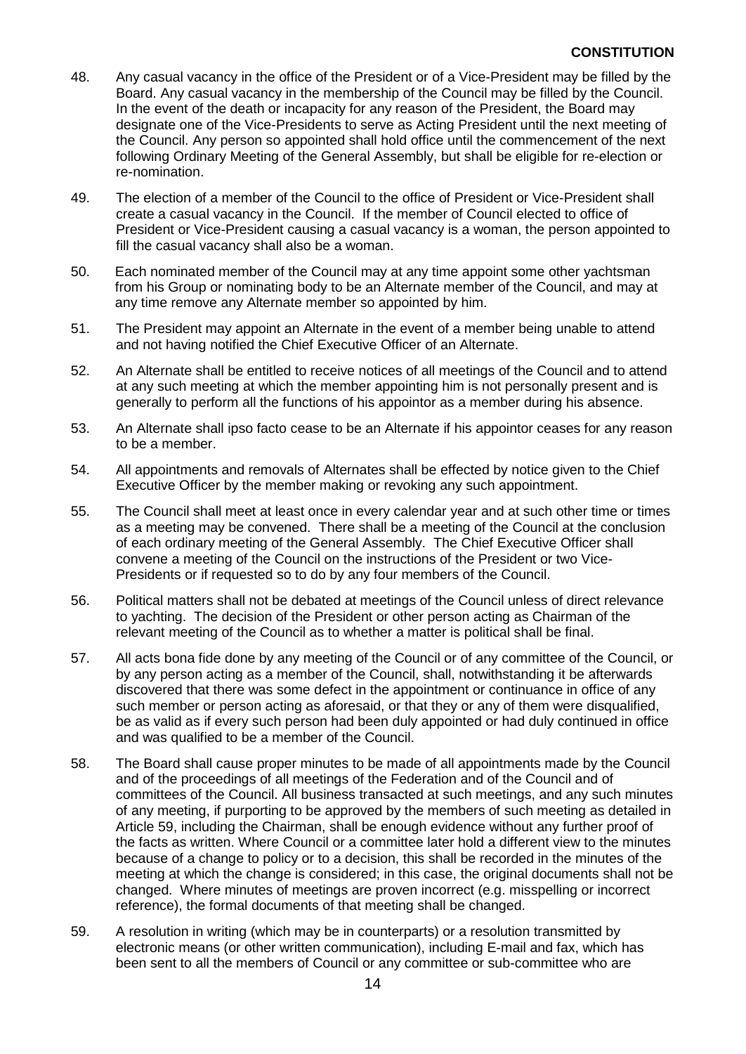48. Any casual vacancy in the office of the President or of a Vice-President may be filled by the Board. Any casual vacancy in the membership of the Council may be filled by the Council. In the event of the death or incapacity for any reason of the President, the Board may designate one of the Vice-Presidents to serve as Acting President until the next meeting of the Council. Any person so appointed shall hold office until the commencement of the next following Ordinary Meeting of the General Assembly, but shall be eligible for re-election or re-nomination.

49. The election of a member of the Council to the office of President or Vice-President shall create a casual vacancy in the Council. If the member of Council elected to office of President or Vice-President causing a casual vacancy is a woman, the person appointed to fill the casual vacancy shall also be a woman.

50. Each nominated member of the Council may at any time appoint some other yachtsman from his Group or nominating body to be an Alternate member of the Council, and may at any time remove any Alternate member so appointed by him.

51. The President may appoint an Alternate in the event of a member being unable to attend and not having notified the Chief Executive Officer of an Alternate.

52. An Alternate shall be entitled to receive notices of all meetings of the Council and to attend at any such meeting at which the member appointing him is not personally present and is generally to perform all the functions of his appointor as a member during his absence.

53. An Alternate shall ipso facto cease to be an Alternate if his appointor ceases for any reason to be a member.

54. All appointments and removals of Alternates shall be effected by notice given to the Chief Executive Officer by the member making or revoking any such appointment.

55. The Council shall meet at least once in every calendar year and at such other time or times as a meeting may be convened. There shall be a meeting of the Council at the conclusion of each ordinary meeting of the General Assembly. The Chief Executive Officer shall convene a meeting of the Council on the instructions of the President or two Vice-Presidents or if requested so to do by any four members of the Council.

56. Political matters shall not be debated at meetings of the Council unless of direct relevance to yachting. The decision of the President or other person acting as Chairman of the relevant meeting of the Council as to whether a matter is political shall be final.

57. All acts bona fide done by any meeting of the Council or of any committee of the Council, or by any person acting as a member of the Council, shall, notwithstanding it be afterwards discovered that there was some defect in the appointment or continuance in office of any such member or person acting as aforesaid, or that they or any of them were disqualified, be as valid as if every such person had been duly appointed or had duly continued in office and was qualified to be a member of the Council.

58. The Board shall cause proper minutes to be made of all appointments made by the Council and of the proceedings of all meetings of the Federation and of the Council and of committees of the Council. All business transacted at such meetings, and any such minutes of any meeting, if purporting to be approved by the members of such meeting as detailed in Article 59, including the Chairman, shall be enough evidence without any further proof of the facts as written. Where Council or a committee later hold a different view to the minutes because of a change to policy or to a decision, this shall be recorded in the minutes of the meeting at which the change is considered; in this case, the original documents shall not be changed. Where minutes of meetings are proven incorrect (e.g. misspelling or incorrect reference), the formal documents of that meeting shall be changed.

59. A resolution in writing (which may be in counterparts) or a resolution transmitted by electronic means (or other written communication), including E-mail and fax, which has been sent to all the members of Council or any committee or sub-committee who are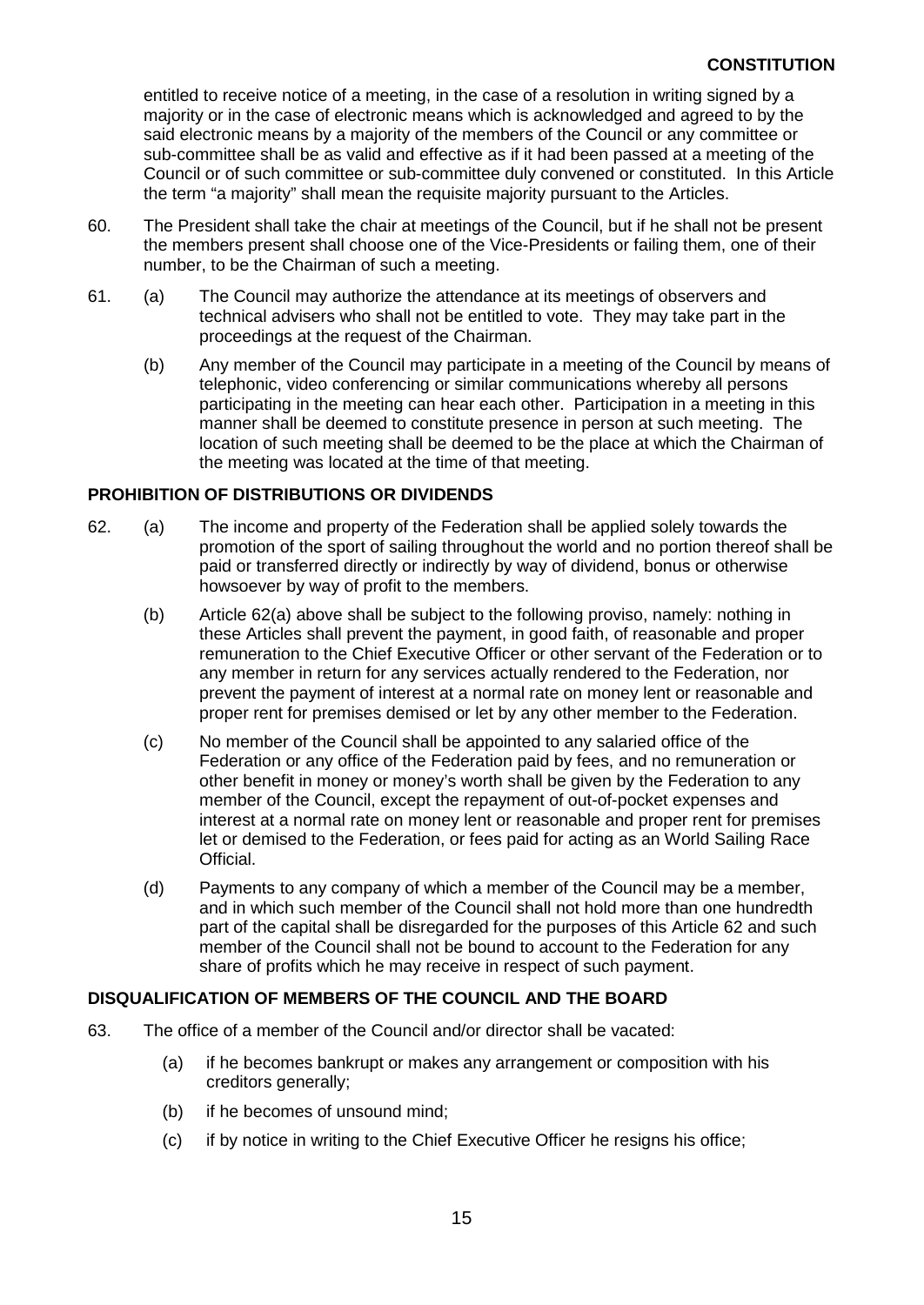entitled to receive notice of a meeting, in the case of a resolution in writing signed by a majority or in the case of electronic means which is acknowledged and agreed to by the said electronic means by a majority of the members of the Council or any committee or sub-committee shall be as valid and effective as if it had been passed at a meeting of the Council or of such committee or sub-committee duly convened or constituted. In this Article the term "a majority" shall mean the requisite majority pursuant to the Articles.

60. The President shall take the chair at meetings of the Council, but if he shall not be present the members present shall choose one of the Vice-Presidents or failing them, one of their number, to be the Chairman of such a meeting.

61. (a) The Council may authorize the attendance at its meetings of observers and technical advisers who shall not be entitled to vote. They may take part in the proceedings at the request of the Chairman.

 (b) Any member of the Council may participate in a meeting of the Council by means of telephonic, video conferencing or similar communications whereby all persons participating in the meeting can hear each other. Participation in a meeting in this manner shall be deemed to constitute presence in person at such meeting. The location of such meeting shall be deemed to be the place at which the Chairman of the meeting was located at the time of that meeting.

## PROHIBITION OF DISTRIBUTIONS OR DIVIDENDS

62. (a) The income and property of the Federation shall be applied solely towards the promotion of the sport of sailing throughout the world and no portion thereof shall be paid or transferred directly or indirectly by way of dividend, bonus or otherwise howsoever by way of profit to the members.

 (b) Article 62(a) above shall be subject to the following proviso, namely: nothing in these Articles shall prevent the payment, in good faith, of reasonable and proper remuneration to the Chief Executive Officer or other servant of the Federation or to any member in return for any services actually rendered to the Federation, nor prevent the payment of interest at a normal rate on money lent or reasonable and proper rent for premises demised or let by any other member to the Federation.

 (c) No member of the Council shall be appointed to any salaried office of the Federation or any office of the Federation paid by fees, and no remuneration or other benefit in money or money's worth shall be given by the Federation to any member of the Council, except the repayment of out-of-pocket expenses and interest at a normal rate on money lent or reasonable and proper rent for premises let or demised to the Federation, or fees paid for acting as an World Sailing Race Official.

 (d) Payments to any company of which a member of the Council may be a member, and in which such member of the Council shall not hold more than one hundredth part of the capital shall be disregarded for the purposes of this Article 62 and such member of the Council shall not be bound to account to the Federation for any share of profits which he may receive in respect of such payment.

## DISQUALIFICATION OF MEMBERS OF THE COUNCIL AND THE BOARD

63. The office of a member of the Council and/or director shall be vacated:

 (a) if he becomes bankrupt or makes any arrangement or composition with his creditors generally;

 (b) if he becomes of unsound mind;

 (c) if by notice in writing to the Chief Executive Officer he resigns his office;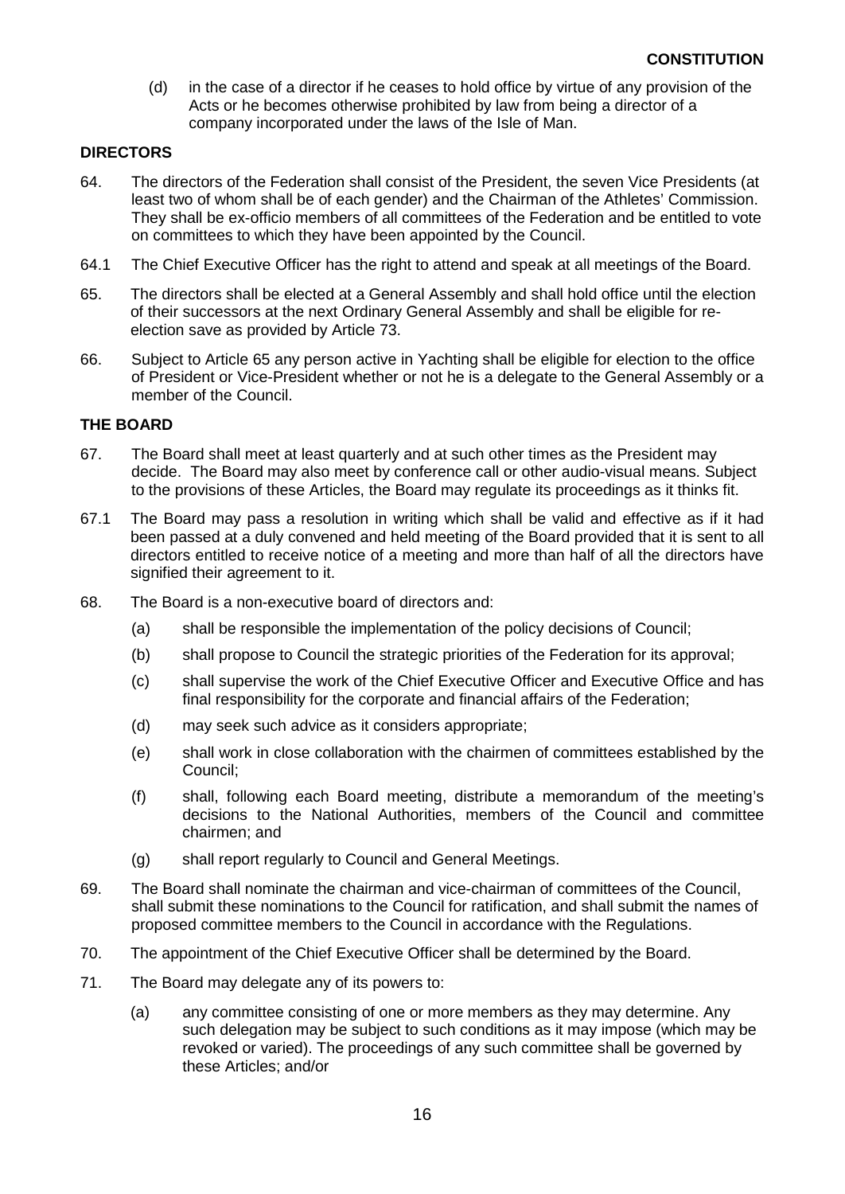(d) in the case of a director if he ceases to hold office by virtue of any provision of the Acts or he becomes otherwise prohibited by law from being a director of a company incorporated under the laws of the Isle of Man.

**DIRECTORS**

64. The directors of the Federation shall consist of the President, the seven Vice Presidents (at least two of whom shall be of each gender) and the Chairman of the Athletes' Commission. They shall be ex-officio members of all committees of the Federation and be entitled to vote on committees to which they have been appointed by the Council.

64.1 The Chief Executive Officer has the right to attend and speak at all meetings of the Board.

65. The directors shall be elected at a General Assembly and shall hold office until the election of their successors at the next Ordinary General Assembly and shall be eligible for re-election save as provided by Article 73.

66. Subject to Article 65 any person active in Yachting shall be eligible for election to the office of President or Vice-President whether or not he is a delegate to the General Assembly or a member of the Council.

**THE BOARD**

67. The Board shall meet at least quarterly and at such other times as the President may decide. The Board may also meet by conference call or other audio-visual means. Subject to the provisions of these Articles, the Board may regulate its proceedings as it thinks fit.

67.1 The Board may pass a resolution in writing which shall be valid and effective as if it had been passed at a duly convened and held meeting of the Board provided that it is sent to all directors entitled to receive notice of a meeting and more than half of all the directors have signified their agreement to it.

68. The Board is a non-executive board of directors and:

(a) shall be responsible the implementation of the policy decisions of Council;

(b) shall propose to Council the strategic priorities of the Federation for its approval;

(c) shall supervise the work of the Chief Executive Officer and Executive Office and has final responsibility for the corporate and financial affairs of the Federation;

(d) may seek such advice as it considers appropriate;

(e) shall work in close collaboration with the chairmen of committees established by the Council;

(f) shall, following each Board meeting, distribute a memorandum of the meeting's decisions to the National Authorities, members of the Council and committee chairmen; and

(g) shall report regularly to Council and General Meetings.

69. The Board shall nominate the chairman and vice-chairman of committees of the Council, shall submit these nominations to the Council for ratification, and shall submit the names of proposed committee members to the Council in accordance with the Regulations.

70. The appointment of the Chief Executive Officer shall be determined by the Board.

71. The Board may delegate any of its powers to:

(a) any committee consisting of one or more members as they may determine. Any such delegation may be subject to such conditions as it may impose (which may be revoked or varied). The proceedings of any such committee shall be governed by these Articles; and/or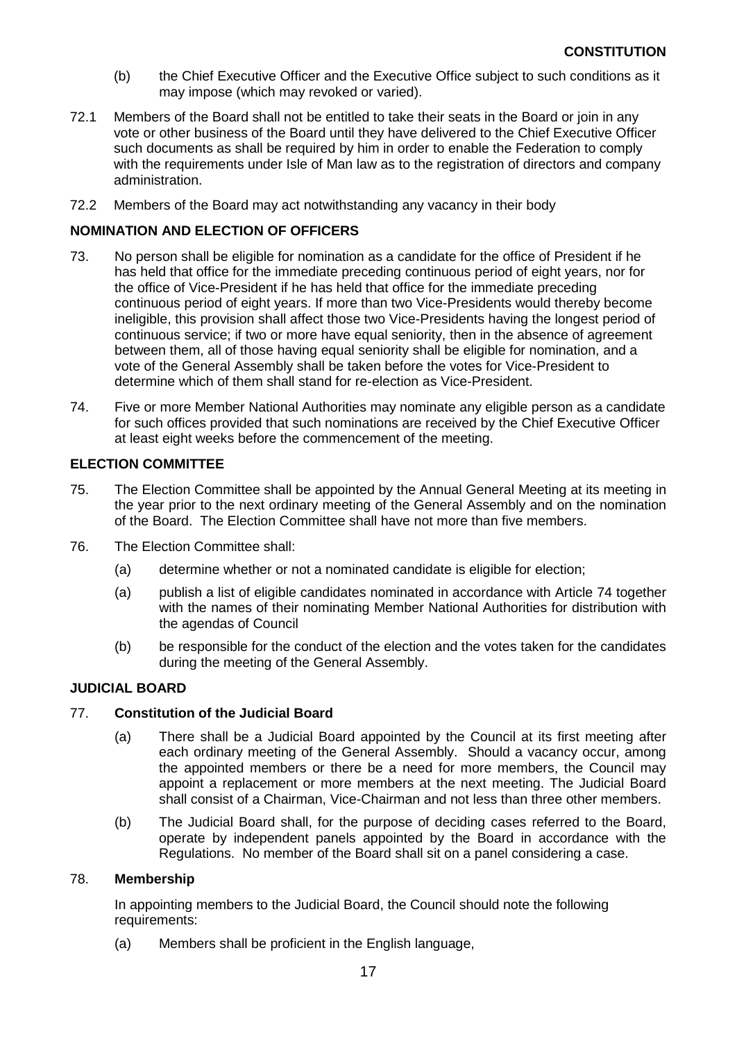(b) the Chief Executive Officer and the Executive Office subject to such conditions as it may impose (which may revoked or varied).

72.1 Members of the Board shall not be entitled to take their seats in the Board or join in any vote or other business of the Board until they have delivered to the Chief Executive Officer such documents as shall be required by him in order to enable the Federation to comply with the requirements under Isle of Man law as to the registration of directors and company administration.

72.2 Members of the Board may act notwithstanding any vacancy in their body

## NOMINATION AND ELECTION OF OFFICERS

73. No person shall be eligible for nomination as a candidate for the office of President if he has held that office for the immediate preceding continuous period of eight years, nor for the office of Vice-President if he has held that office for the immediate preceding continuous period of eight years. If more than two Vice-Presidents would thereby become ineligible, this provision shall affect those two Vice-Presidents having the longest period of continuous service; if two or more have equal seniority, then in the absence of agreement between them, all of those having equal seniority shall be eligible for nomination, and a vote of the General Assembly shall be taken before the votes for Vice-President to determine which of them shall stand for re-election as Vice-President.

74. Five or more Member National Authorities may nominate any eligible person as a candidate for such offices provided that such nominations are received by the Chief Executive Officer at least eight weeks before the commencement of the meeting.

## ELECTION COMMITTEE

75. The Election Committee shall be appointed by the Annual General Meeting at its meeting in the year prior to the next ordinary meeting of the General Assembly and on the nomination of the Board. The Election Committee shall have not more than five members.

76. The Election Committee shall:

(a) determine whether or not a nominated candidate is eligible for election;

(a) publish a list of eligible candidates nominated in accordance with Article 74 together with the names of their nominating Member National Authorities for distribution with the agendas of Council

(b) be responsible for the conduct of the election and the votes taken for the candidates during the meeting of the General Assembly.

## JUDICIAL BOARD

77. **Constitution of the Judicial Board**

(a) There shall be a Judicial Board appointed by the Council at its first meeting after each ordinary meeting of the General Assembly. Should a vacancy occur, among the appointed members or there be a need for more members, the Council may appoint a replacement or more members at the next meeting. The Judicial Board shall consist of a Chairman, Vice-Chairman and not less than three other members.

(b) The Judicial Board shall, for the purpose of deciding cases referred to the Board, operate by independent panels appointed by the Board in accordance with the Regulations. No member of the Board shall sit on a panel considering a case.

78. **Membership**

In appointing members to the Judicial Board, the Council should note the following requirements:

(a) Members shall be proficient in the English language,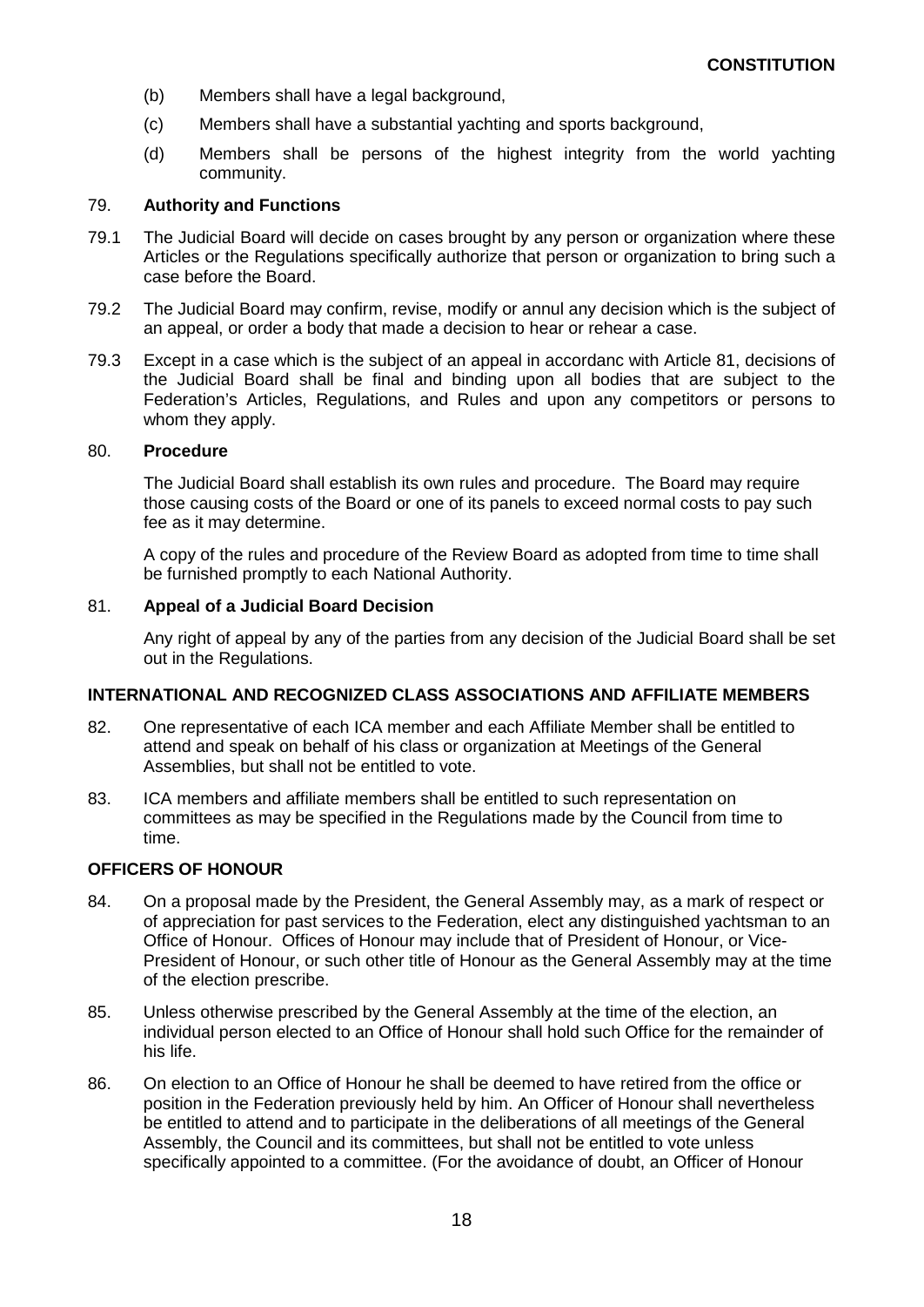(b) Members shall have a legal background,

(c) Members shall have a substantial yachting and sports background,

(d) Members shall be persons of the highest integrity from the world yachting community.

79. **Authority and Functions**

79.1 The Judicial Board will decide on cases brought by any person or organization where these Articles or the Regulations specifically authorize that person or organization to bring such a case before the Board.

79.2 The Judicial Board may confirm, revise, modify or annul any decision which is the subject of an appeal, or order a body that made a decision to hear or rehear a case.

79.3 Except in a case which is the subject of an appeal in accordanc with Article 81, decisions of the Judicial Board shall be final and binding upon all bodies that are subject to the Federation's Articles, Regulations, and Rules and upon any competitors or persons to whom they apply.

80. **Procedure**

The Judicial Board shall establish its own rules and procedure. The Board may require those causing costs of the Board or one of its panels to exceed normal costs to pay such fee as it may determine.

A copy of the rules and procedure of the Review Board as adopted from time to time shall be furnished promptly to each National Authority.

81. **Appeal of a Judicial Board Decision**

Any right of appeal by any of the parties from any decision of the Judicial Board shall be set out in the Regulations.

## INTERNATIONAL AND RECOGNIZED CLASS ASSOCIATIONS AND AFFILIATE MEMBERS

82. One representative of each ICA member and each Affiliate Member shall be entitled to attend and speak on behalf of his class or organization at Meetings of the General Assemblies, but shall not be entitled to vote.

83. ICA members and affiliate members shall be entitled to such representation on committees as may be specified in the Regulations made by the Council from time to time.

## OFFICERS OF HONOUR

84. On a proposal made by the President, the General Assembly may, as a mark of respect or of appreciation for past services to the Federation, elect any distinguished yachtsman to an Office of Honour. Offices of Honour may include that of President of Honour, or Vice-President of Honour, or such other title of Honour as the General Assembly may at the time of the election prescribe.

85. Unless otherwise prescribed by the General Assembly at the time of the election, an individual person elected to an Office of Honour shall hold such Office for the remainder of his life.

86. On election to an Office of Honour he shall be deemed to have retired from the office or position in the Federation previously held by him. An Officer of Honour shall nevertheless be entitled to attend and to participate in the deliberations of all meetings of the General Assembly, the Council and its committees, but shall not be entitled to vote unless specifically appointed to a committee. (For the avoidance of doubt, an Officer of Honour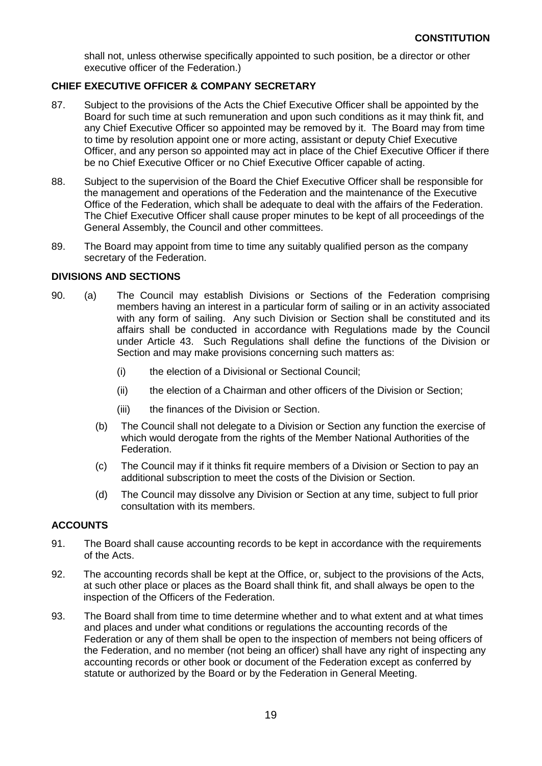shall not, unless otherwise specifically appointed to such position, be a director or other executive officer of the Federation.)

## CHIEF EXECUTIVE OFFICER & COMPANY SECRETARY

87. Subject to the provisions of the Acts the Chief Executive Officer shall be appointed by the Board for such time at such remuneration and upon such conditions as it may think fit, and any Chief Executive Officer so appointed may be removed by it. The Board may from time to time by resolution appoint one or more acting, assistant or deputy Chief Executive Officer, and any person so appointed may act in place of the Chief Executive Officer if there be no Chief Executive Officer or no Chief Executive Officer capable of acting.

88. Subject to the supervision of the Board the Chief Executive Officer shall be responsible for the management and operations of the Federation and the maintenance of the Executive Office of the Federation, which shall be adequate to deal with the affairs of the Federation. The Chief Executive Officer shall cause proper minutes to be kept of all proceedings of the General Assembly, the Council and other committees.

89. The Board may appoint from time to time any suitably qualified person as the company secretary of the Federation.

## DIVISIONS AND SECTIONS

90. (a) The Council may establish Divisions or Sections of the Federation comprising members having an interest in a particular form of sailing or in an activity associated with any form of sailing. Any such Division or Section shall be constituted and its affairs shall be conducted in accordance with Regulations made by the Council under Article 43. Such Regulations shall define the functions of the Division or Section and may make provisions concerning such matters as:

    (i) the election of a Divisional or Sectional Council;

    (ii) the election of a Chairman and other officers of the Division or Section;

    (iii) the finances of the Division or Section.

    (b) The Council shall not delegate to a Division or Section any function the exercise of which would derogate from the rights of the Member National Authorities of the Federation.

    (c) The Council may if it thinks fit require members of a Division or Section to pay an additional subscription to meet the costs of the Division or Section.

    (d) The Council may dissolve any Division or Section at any time, subject to full prior consultation with its members.

## ACCOUNTS

91. The Board shall cause accounting records to be kept in accordance with the requirements of the Acts.

92. The accounting records shall be kept at the Office, or, subject to the provisions of the Acts, at such other place or places as the Board shall think fit, and shall always be open to the inspection of the Officers of the Federation.

93. The Board shall from time to time determine whether and to what extent and at what times and places and under what conditions or regulations the accounting records of the Federation or any of them shall be open to the inspection of members not being officers of the Federation, and no member (not being an officer) shall have any right of inspecting any accounting records or other book or document of the Federation except as conferred by statute or authorized by the Board or by the Federation in General Meeting.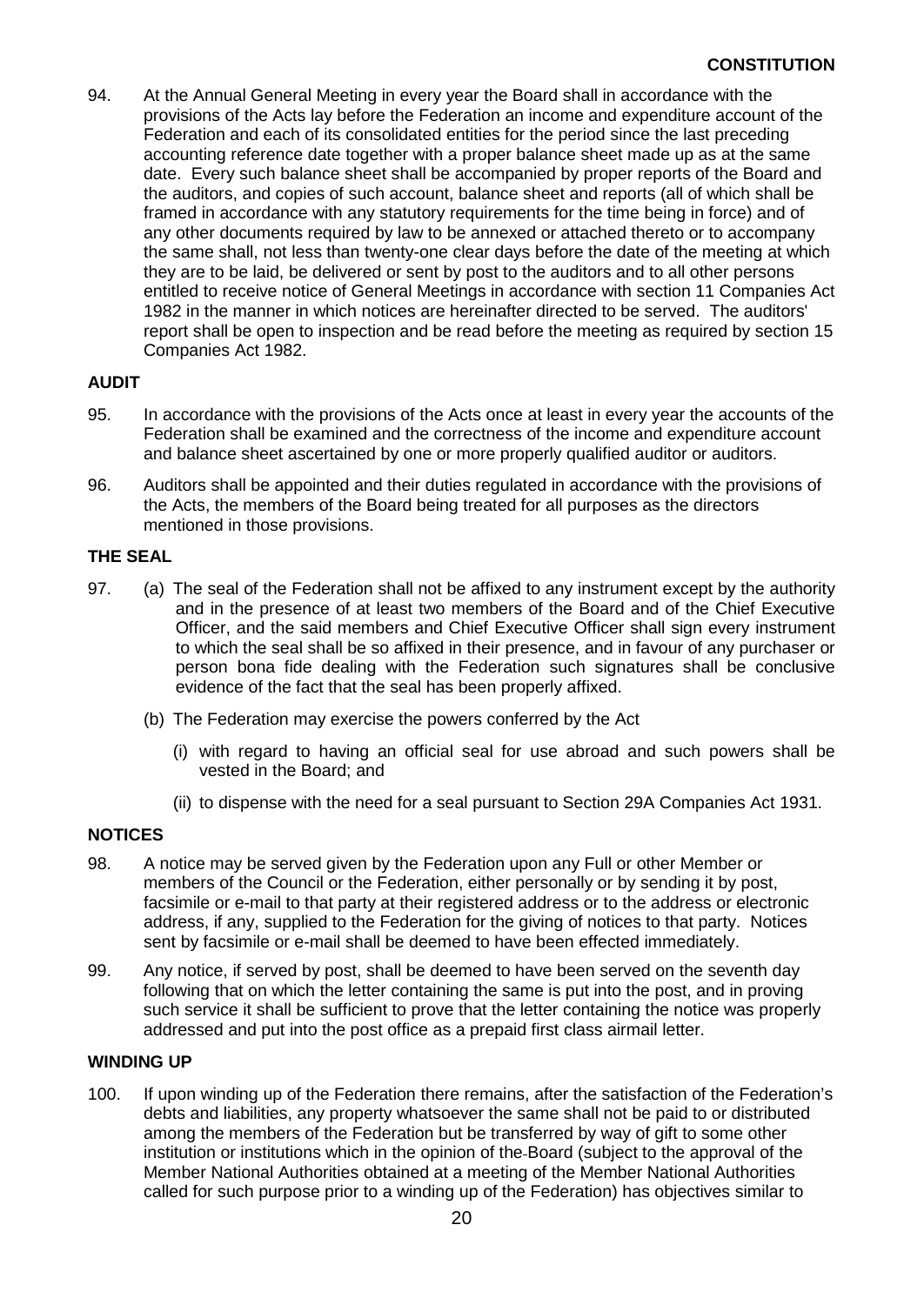94. At the Annual General Meeting in every year the Board shall in accordance with the provisions of the Acts lay before the Federation an income and expenditure account of the Federation and each of its consolidated entities for the period since the last preceding accounting reference date together with a proper balance sheet made up as at the same date. Every such balance sheet shall be accompanied by proper reports of the Board and the auditors, and copies of such account, balance sheet and reports (all of which shall be framed in accordance with any statutory requirements for the time being in force) and of any other documents required by law to be annexed or attached thereto or to accompany the same shall, not less than twenty-one clear days before the date of the meeting at which they are to be laid, be delivered or sent by post to the auditors and to all other persons entitled to receive notice of General Meetings in accordance with section 11 Companies Act 1982 in the manner in which notices are hereinafter directed to be served. The auditors' report shall be open to inspection and be read before the meeting as required by section 15 Companies Act 1982.

**AUDIT**

95. In accordance with the provisions of the Acts once at least in every year the accounts of the Federation shall be examined and the correctness of the income and expenditure account and balance sheet ascertained by one or more properly qualified auditor or auditors.

96. Auditors shall be appointed and their duties regulated in accordance with the provisions of the Acts, the members of the Board being treated for all purposes as the directors mentioned in those provisions.

**THE SEAL**

97. (a) The seal of the Federation shall not be affixed to any instrument except by the authority and in the presence of at least two members of the Board and of the Chief Executive Officer, and the said members and Chief Executive Officer shall sign every instrument to which the seal shall be so affixed in their presence, and in favour of any purchaser or person bona fide dealing with the Federation such signatures shall be conclusive evidence of the fact that the seal has been properly affixed.

    (b) The Federation may exercise the powers conferred by the Act

    (i) with regard to having an official seal for use abroad and such powers shall be vested in the Board; and

    (ii) to dispense with the need for a seal pursuant to Section 29A Companies Act 1931.

**NOTICES**

98. A notice may be served given by the Federation upon any Full or other Member or members of the Council or the Federation, either personally or by sending it by post, facsimile or e-mail to that party at their registered address or to the address or electronic address, if any, supplied to the Federation for the giving of notices to that party. Notices sent by facsimile or e-mail shall be deemed to have been effected immediately.

99. Any notice, if served by post, shall be deemed to have been served on the seventh day following that on which the letter containing the same is put into the post, and in proving such service it shall be sufficient to prove that the letter containing the notice was properly addressed and put into the post office as a prepaid first class airmail letter.

**WINDING UP**

100. If upon winding up of the Federation there remains, after the satisfaction of the Federation's debts and liabilities, any property whatsoever the same shall not be paid to or distributed among the members of the Federation but be transferred by way of gift to some other institution or institutions which in the opinion of the Board (subject to the approval of the Member National Authorities obtained at a meeting of the Member National Authorities called for such purpose prior to a winding up of the Federation) has objectives similar to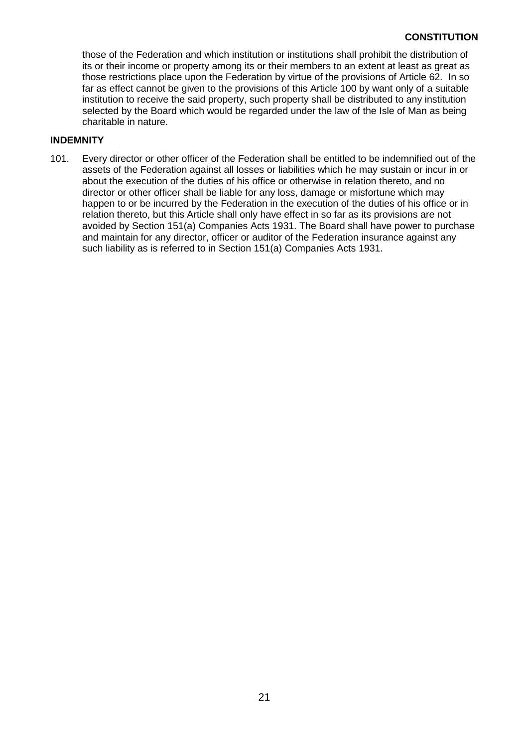those of the Federation and which institution or institutions shall prohibit the distribution of its or their income or property among its or their members to an extent at least as great as those restrictions place upon the Federation by virtue of the provisions of Article 62. In so far as effect cannot be given to the provisions of this Article 100 by want only of a suitable institution to receive the said property, such property shall be distributed to any institution selected by the Board which would be regarded under the law of the Isle of Man as being charitable in nature.

**INDEMNITY**

101. Every director or other officer of the Federation shall be entitled to be indemnified out of the assets of the Federation against all losses or liabilities which he may sustain or incur in or about the execution of the duties of his office or otherwise in relation thereto, and no director or other officer shall be liable for any loss, damage or misfortune which may happen to or be incurred by the Federation in the execution of the duties of his office or in relation thereto, but this Article shall only have effect in so far as its provisions are not avoided by Section 151(a) Companies Acts 1931. The Board shall have power to purchase and maintain for any director, officer or auditor of the Federation insurance against any such liability as is referred to in Section 151(a) Companies Acts 1931.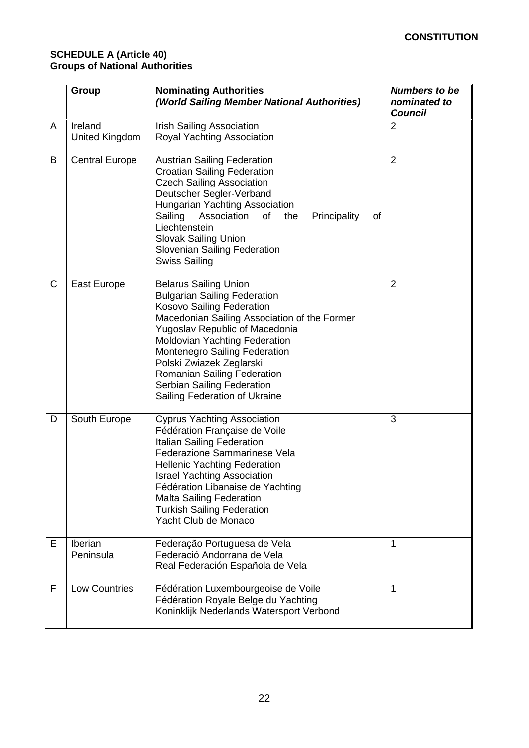**SCHEDULE A (Article 40)**
**Groups of National Authorities**

| | Group | Nominating Authorities *(World Sailing Member National Authorities)* | *Numbers to be nominated to Council* |
|---|---|---|---|
| A | Ireland<br>United Kingdom | Irish Sailing Association<br>Royal Yachting Association | 2 |
| B | Central Europe | Austrian Sailing Federation<br>Croatian Sailing Federation<br>Czech Sailing Association<br>Deutscher Segler-Verband<br>Hungarian Yachting Association<br>Sailing Association of the Principality of Liechtenstein<br>Slovak Sailing Union<br>Slovenian Sailing Federation<br>Swiss Sailing | 2 |
| C | East Europe | Belarus Sailing Union<br>Bulgarian Sailing Federation<br>Kosovo Sailing Federation<br>Macedonian Sailing Association of the Former Yugoslav Republic of Macedonia<br>Moldovian Yachting Federation<br>Montenegro Sailing Federation<br>Polski Zwiazek Zeglarski<br>Romanian Sailing Federation<br>Serbian Sailing Federation<br>Sailing Federation of Ukraine | 2 |
| D | South Europe | Cyprus Yachting Association<br>Fédération Française de Voile<br>Italian Sailing Federation<br>Federazione Sammarinese Vela<br>Hellenic Yachting Federation<br>Israel Yachting Association<br>Fédération Libanaise de Yachting<br>Malta Sailing Federation<br>Turkish Sailing Federation<br>Yacht Club de Monaco | 3 |
| E | Iberian Peninsula | Federação Portuguesa de Vela<br>Federació Andorrana de Vela<br>Real Federación Española de Vela | 1 |
| F | Low Countries | Fédération Luxembourgeoise de Voile<br>Fédération Royale Belge du Yachting<br>Koninklijk Nederlands Watersport Verbond | 1 |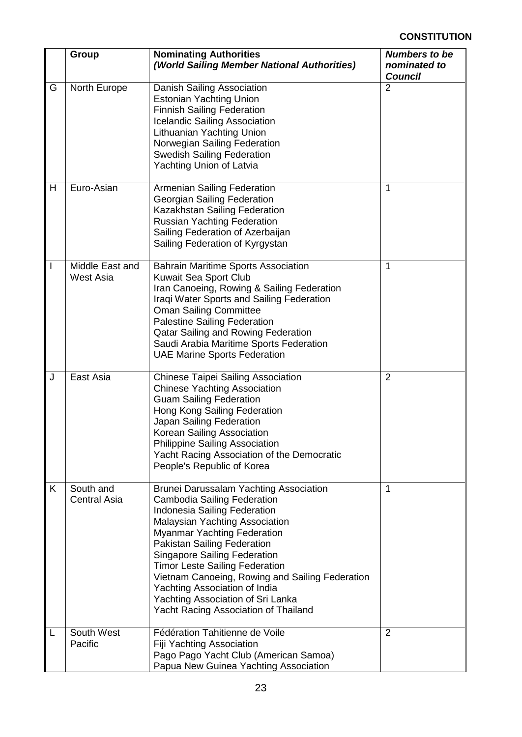| | Group | Nominating Authorities *(World Sailing Member National Authorities)* | *Numbers to be nominated to Council* |
|---|---|---|---|
| G | North Europe | Danish Sailing Association<br>Estonian Yachting Union<br>Finnish Sailing Federation<br>Icelandic Sailing Association<br>Lithuanian Yachting Union<br>Norwegian Sailing Federation<br>Swedish Sailing Federation<br>Yachting Union of Latvia | 2 |
| H | Euro-Asian | Armenian Sailing Federation<br>Georgian Sailing Federation<br>Kazakhstan Sailing Federation<br>Russian Yachting Federation<br>Sailing Federation of Azerbaijan<br>Sailing Federation of Kyrgystan | 1 |
| I | Middle East and West Asia | Bahrain Maritime Sports Association<br>Kuwait Sea Sport Club<br>Iran Canoeing, Rowing & Sailing Federation<br>Iraqi Water Sports and Sailing Federation<br>Oman Sailing Committee<br>Palestine Sailing Federation<br>Qatar Sailing and Rowing Federation<br>Saudi Arabia Maritime Sports Federation<br>UAE Marine Sports Federation | 1 |
| J | East Asia | Chinese Taipei Sailing Association<br>Chinese Yachting Association<br>Guam Sailing Federation<br>Hong Kong Sailing Federation<br>Japan Sailing Federation<br>Korean Sailing Association<br>Philippine Sailing Association<br>Yacht Racing Association of the Democratic People's Republic of Korea | 2 |
| K | South and Central Asia | Brunei Darussalam Yachting Association<br>Cambodia Sailing Federation<br>Indonesia Sailing Federation<br>Malaysian Yachting Association<br>Myanmar Yachting Federation<br>Pakistan Sailing Federation<br>Singapore Sailing Federation<br>Timor Leste Sailing Federation<br>Vietnam Canoeing, Rowing and Sailing Federation<br>Yachting Association of India<br>Yachting Association of Sri Lanka<br>Yacht Racing Association of Thailand | 1 |
| L | South West Pacific | Fédération Tahitienne de Voile<br>Fiji Yachting Association<br>Pago Pago Yacht Club (American Samoa)<br>Papua New Guinea Yachting Association | 2 |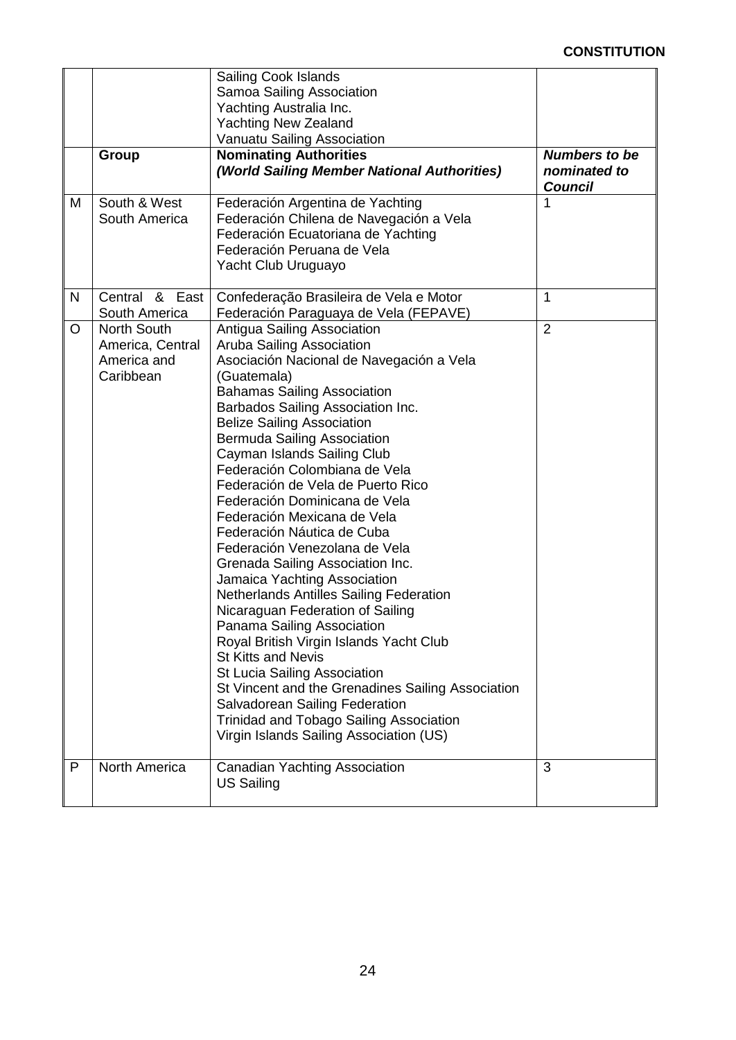| | | | |
|---|---|---|---|
| | | Sailing Cook Islands<br>Samoa Sailing Association<br>Yachting Australia Inc.<br>Yachting New Zealand<br>Vanuatu Sailing Association | |
| | **Group** | **Nominating Authorities**<br>***(World Sailing Member National Authorities)*** | ***Numbers to be nominated to Council*** |
| M | South & West South America | Federación Argentina de Yachting<br>Federación Chilena de Navegación a Vela<br>Federación Ecuatoriana de Yachting<br>Federación Peruana de Vela<br>Yacht Club Uruguayo | 1 |
| N | Central & East South America | Confederação Brasileira de Vela e Motor<br>Federación Paraguaya de Vela (FEPAVE) | 1 |
| O | North South America, Central America and Caribbean | Antigua Sailing Association<br>Aruba Sailing Association<br>Asociación Nacional de Navegación a Vela (Guatemala)<br>Bahamas Sailing Association<br>Barbados Sailing Association Inc.<br>Belize Sailing Association<br>Bermuda Sailing Association<br>Cayman Islands Sailing Club<br>Federación Colombiana de Vela<br>Federación de Vela de Puerto Rico<br>Federación Dominicana de Vela<br>Federación Mexicana de Vela<br>Federación Náutica de Cuba<br>Federación Venezolana de Vela<br>Grenada Sailing Association Inc.<br>Jamaica Yachting Association<br>Netherlands Antilles Sailing Federation<br>Nicaraguan Federation of Sailing<br>Panama Sailing Association<br>Royal British Virgin Islands Yacht Club<br>St Kitts and Nevis<br>St Lucia Sailing Association<br>St Vincent and the Grenadines Sailing Association<br>Salvadorean Sailing Federation<br>Trinidad and Tobago Sailing Association<br>Virgin Islands Sailing Association (US) | 2 |
| P | North America | Canadian Yachting Association<br>US Sailing | 3 |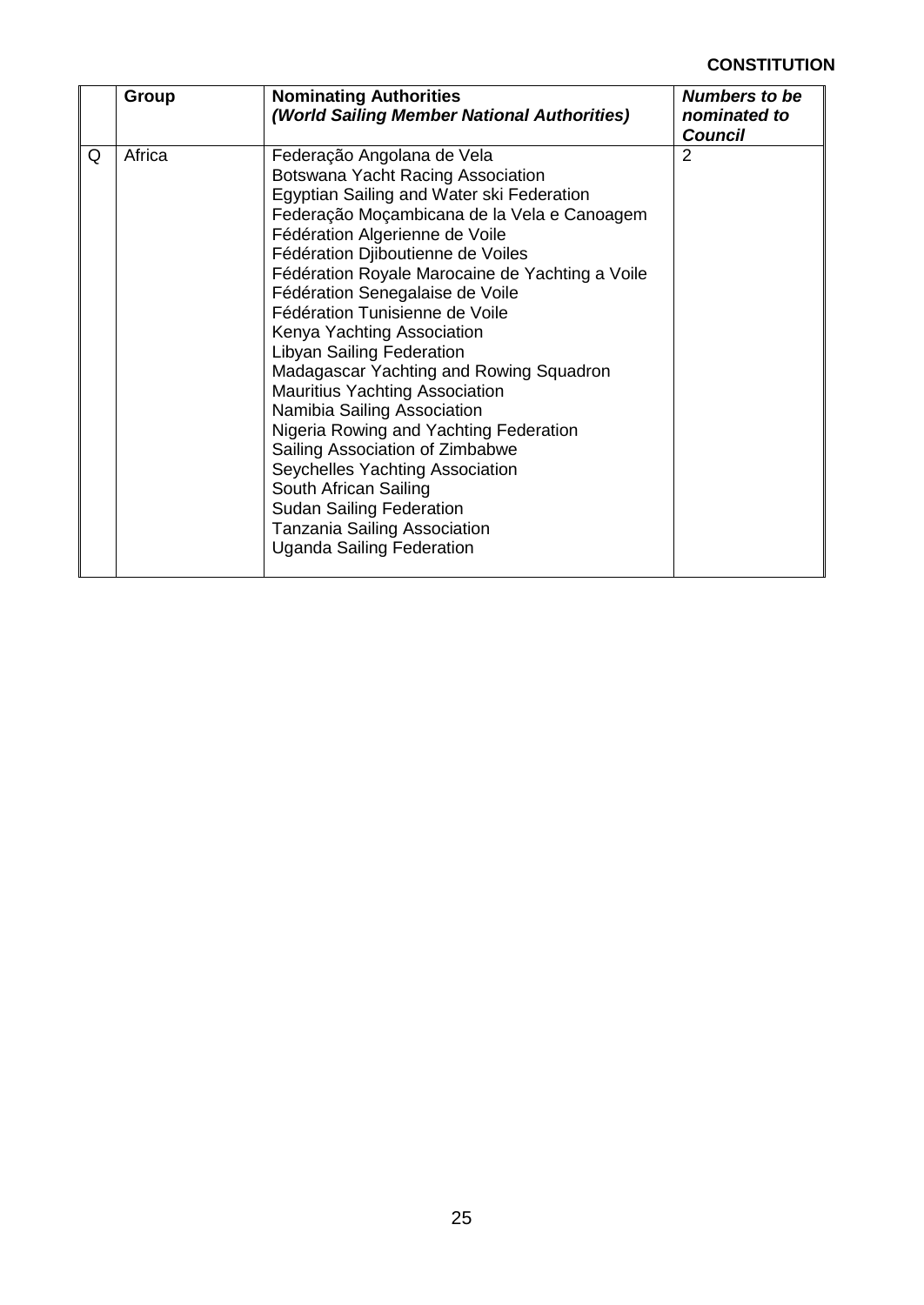| | Group | Nominating Authorities<br>***(World Sailing Member National Authorities)*** | ***Numbers to be nominated to Council*** |
|---|---|---|---|
| Q | Africa | Federação Angolana de Vela<br>Botswana Yacht Racing Association<br>Egyptian Sailing and Water ski Federation<br>Federação Moçambicana de la Vela e Canoagem<br>Fédération Algerienne de Voile<br>Fédération Djiboutienne de Voiles<br>Fédération Royale Marocaine de Yachting a Voile<br>Fédération Senegalaise de Voile<br>Fédération Tunisienne de Voile<br>Kenya Yachting Association<br>Libyan Sailing Federation<br>Madagascar Yachting and Rowing Squadron<br>Mauritius Yachting Association<br>Namibia Sailing Association<br>Nigeria Rowing and Yachting Federation<br>Sailing Association of Zimbabwe<br>Seychelles Yachting Association<br>South African Sailing<br>Sudan Sailing Federation<br>Tanzania Sailing Association<br>Uganda Sailing Federation | 2 |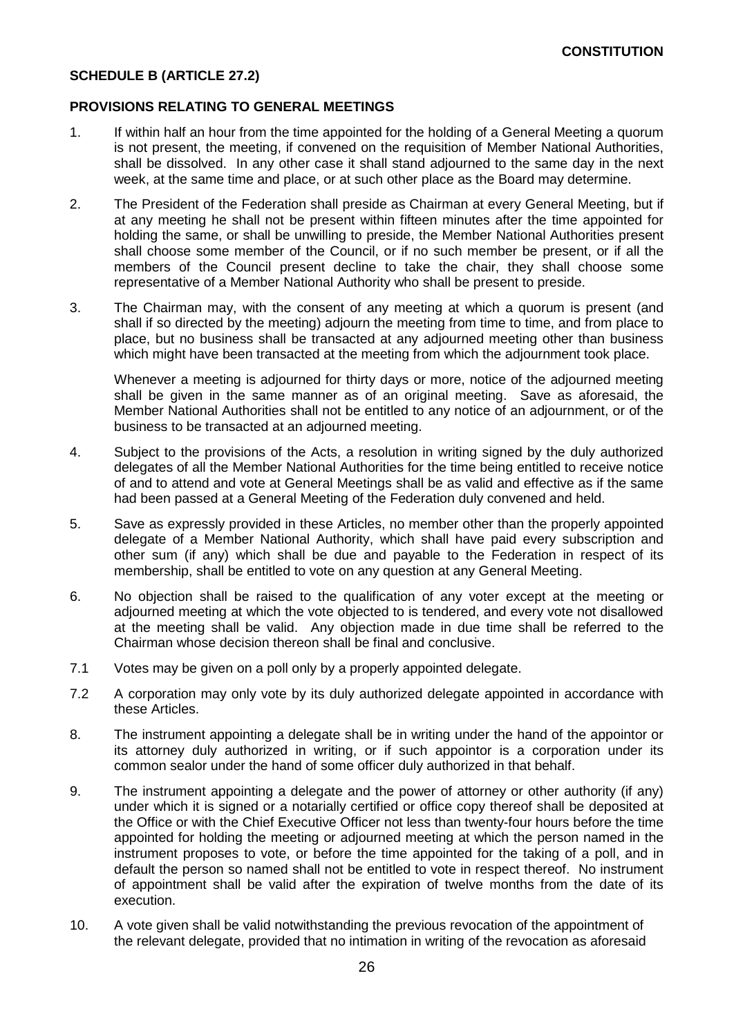**SCHEDULE B (ARTICLE 27.2)**

**PROVISIONS RELATING TO GENERAL MEETINGS**

1. If within half an hour from the time appointed for the holding of a General Meeting a quorum is not present, the meeting, if convened on the requisition of Member National Authorities, shall be dissolved. In any other case it shall stand adjourned to the same day in the next week, at the same time and place, or at such other place as the Board may determine.

2. The President of the Federation shall preside as Chairman at every General Meeting, but if at any meeting he shall not be present within fifteen minutes after the time appointed for holding the same, or shall be unwilling to preside, the Member National Authorities present shall choose some member of the Council, or if no such member be present, or if all the members of the Council present decline to take the chair, they shall choose some representative of a Member National Authority who shall be present to preside.

3. The Chairman may, with the consent of any meeting at which a quorum is present (and shall if so directed by the meeting) adjourn the meeting from time to time, and from place to place, but no business shall be transacted at any adjourned meeting other than business which might have been transacted at the meeting from which the adjournment took place.

   Whenever a meeting is adjourned for thirty days or more, notice of the adjourned meeting shall be given in the same manner as of an original meeting. Save as aforesaid, the Member National Authorities shall not be entitled to any notice of an adjournment, or of the business to be transacted at an adjourned meeting.

4. Subject to the provisions of the Acts, a resolution in writing signed by the duly authorized delegates of all the Member National Authorities for the time being entitled to receive notice of and to attend and vote at General Meetings shall be as valid and effective as if the same had been passed at a General Meeting of the Federation duly convened and held.

5. Save as expressly provided in these Articles, no member other than the properly appointed delegate of a Member National Authority, which shall have paid every subscription and other sum (if any) which shall be due and payable to the Federation in respect of its membership, shall be entitled to vote on any question at any General Meeting.

6. No objection shall be raised to the qualification of any voter except at the meeting or adjourned meeting at which the vote objected to is tendered, and every vote not disallowed at the meeting shall be valid. Any objection made in due time shall be referred to the Chairman whose decision thereon shall be final and conclusive.

7.1 Votes may be given on a poll only by a properly appointed delegate.

7.2 A corporation may only vote by its duly authorized delegate appointed in accordance with these Articles.

8. The instrument appointing a delegate shall be in writing under the hand of the appointor or its attorney duly authorized in writing, or if such appointor is a corporation under its common sealor under the hand of some officer duly authorized in that behalf.

9. The instrument appointing a delegate and the power of attorney or other authority (if any) under which it is signed or a notarially certified or office copy thereof shall be deposited at the Office or with the Chief Executive Officer not less than twenty-four hours before the time appointed for holding the meeting or adjourned meeting at which the person named in the instrument proposes to vote, or before the time appointed for the taking of a poll, and in default the person so named shall not be entitled to vote in respect thereof. No instrument of appointment shall be valid after the expiration of twelve months from the date of its execution.

10. A vote given shall be valid notwithstanding the previous revocation of the appointment of the relevant delegate, provided that no intimation in writing of the revocation as aforesaid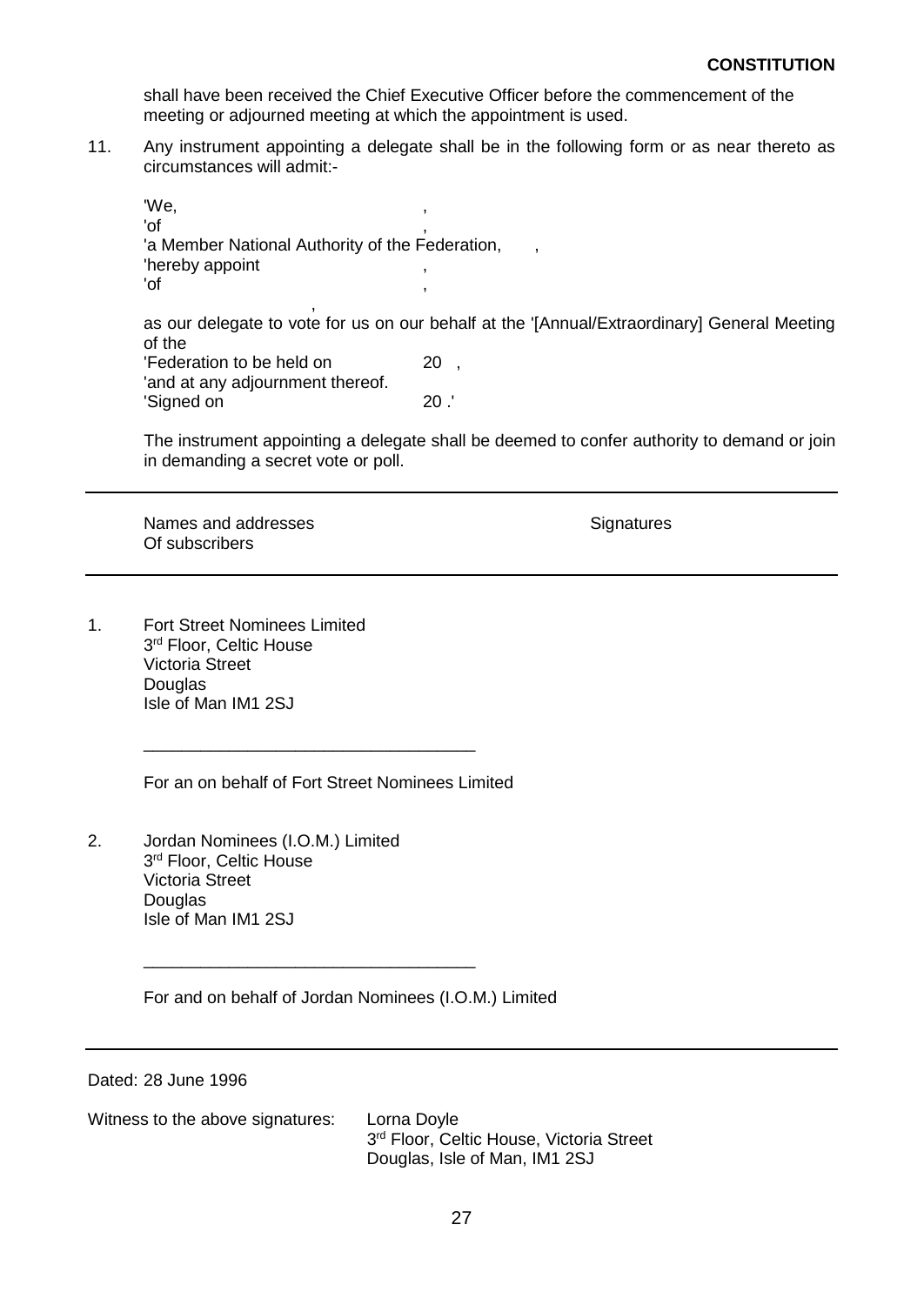shall have been received the Chief Executive Officer before the commencement of the meeting or adjourned meeting at which the appointment is used.

11. Any instrument appointing a delegate shall be in the following form or as near thereto as circumstances will admit:-

    'We, ,
    'of ,
    'a Member National Authority of the Federation, ,
    'hereby appoint ,
    'of ,
    ,
    as our delegate to vote for us on our behalf at the '[Annual/Extraordinary] General Meeting of the
    'Federation to be held on 20 ,
    'and at any adjournment thereof.
    'Signed on 20 .'

    The instrument appointing a delegate shall be deemed to confer authority to demand or join in demanding a secret vote or poll.

---

| Names and addresses Of subscribers | Signatures |
|---|---|

---

1. Fort Street Nominees Limited
   3rd Floor, Celtic House
   Victoria Street
   Douglas
   Isle of Man IM1 2SJ

   ___________________________________

   For an on behalf of Fort Street Nominees Limited

2. Jordan Nominees (I.O.M.) Limited
   3rd Floor, Celtic House
   Victoria Street
   Douglas
   Isle of Man IM1 2SJ

   ___________________________________

   For and on behalf of Jordan Nominees (I.O.M.) Limited

---

Dated: 28 June 1996

Witness to the above signatures: Lorna Doyle
3rd Floor, Celtic House, Victoria Street
Douglas, Isle of Man, IM1 2SJ